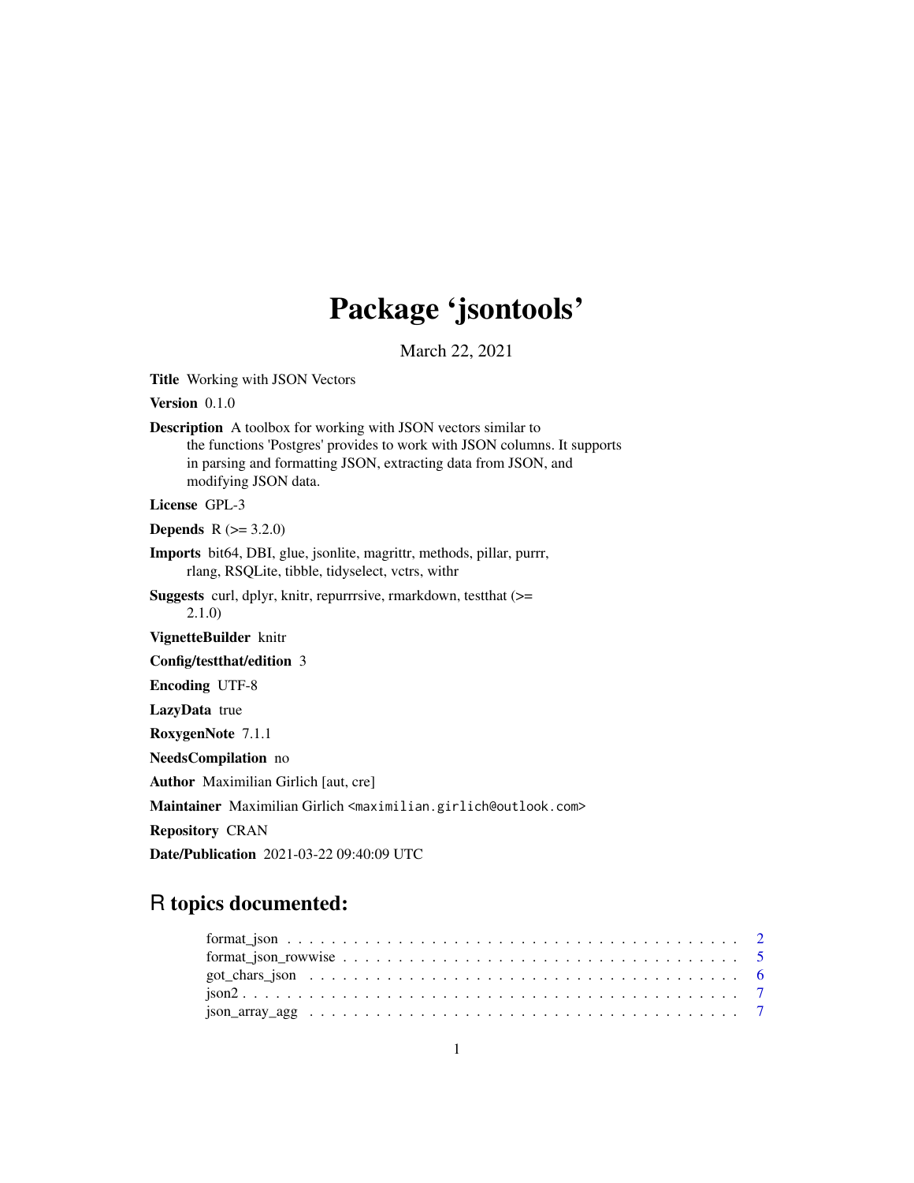# Package 'jsontools'

March 22, 2021

**Title** Working with JSON Vectors

**Version** 0.1.0

**Description** A toolbox for working with JSON vectors similar to the functions 'Postgres' provides to work with JSON columns. It supports in parsing and formatting JSON, extracting data from JSON, and modifying JSON data.

**License** GPL-3

**Depends** R (>= 3.2.0)

**Imports** bit64, DBI, glue, jsonlite, magrittr, methods, pillar, purrr, rlang, RSQLite, tibble, tidyselect, vctrs, withr

**Suggests** curl, dplyr, knitr, repurrrsive, rmarkdown, testthat (>= 2.1.0)

**VignetteBuilder** knitr

**Config/testthat/edition** 3

**Encoding** UTF-8

**LazyData** true

**RoxygenNote** 7.1.1

**NeedsCompilation** no

**Author** Maximilian Girlich [aut, cre]

**Maintainer** Maximilian Girlich <maximilian.girlich@outlook.com>

**Repository** CRAN

**Date/Publication** 2021-03-22 09:40:09 UTC

## R topics documented:

format_json . . . . . . . . . . . . . . . . . . . . . . . . . . . . . . . . . . . . . . . . 2
format_json_rowwise . . . . . . . . . . . . . . . . . . . . . . . . . . . . . . . . . . . . 5
got_chars_json . . . . . . . . . . . . . . . . . . . . . . . . . . . . . . . . . . . . . . . 6
json2 . . . . . . . . . . . . . . . . . . . . . . . . . . . . . . . . . . . . . . . . . . . . 7
json_array_agg . . . . . . . . . . . . . . . . . . . . . . . . . . . . . . . . . . . . . . . 7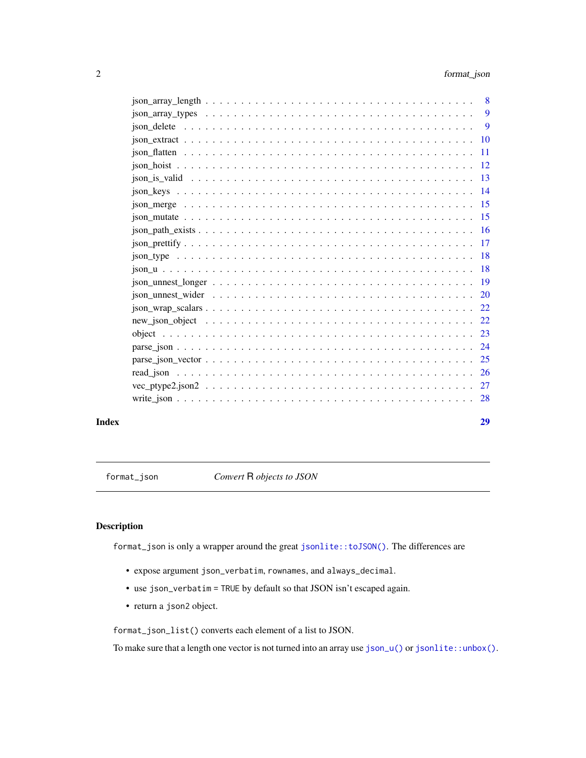json_array_length . . . . . . . . . . . . . . . . . . . . . . . . . . . . . . . . . . 8
json_array_types . . . . . . . . . . . . . . . . . . . . . . . . . . . . . . . . . . 9
json_delete . . . . . . . . . . . . . . . . . . . . . . . . . . . . . . . . . . . . 9
json_extract . . . . . . . . . . . . . . . . . . . . . . . . . . . . . . . . . . . . 10
json_flatten . . . . . . . . . . . . . . . . . . . . . . . . . . . . . . . . . . . . 11
json_hoist . . . . . . . . . . . . . . . . . . . . . . . . . . . . . . . . . . . . 12
json_is_valid . . . . . . . . . . . . . . . . . . . . . . . . . . . . . . . . . . . 13
json_keys . . . . . . . . . . . . . . . . . . . . . . . . . . . . . . . . . . . . 14
json_merge . . . . . . . . . . . . . . . . . . . . . . . . . . . . . . . . . . . . 15
json_mutate . . . . . . . . . . . . . . . . . . . . . . . . . . . . . . . . . . . . 15
json_path_exists . . . . . . . . . . . . . . . . . . . . . . . . . . . . . . . . . . 16
json_prettify . . . . . . . . . . . . . . . . . . . . . . . . . . . . . . . . . . . 17
json_type . . . . . . . . . . . . . . . . . . . . . . . . . . . . . . . . . . . . 18
json_u . . . . . . . . . . . . . . . . . . . . . . . . . . . . . . . . . . . . . . 18
json_unnest_longer . . . . . . . . . . . . . . . . . . . . . . . . . . . . . . . . . 19
json_unnest_wider . . . . . . . . . . . . . . . . . . . . . . . . . . . . . . . . . 20
json_wrap_scalars . . . . . . . . . . . . . . . . . . . . . . . . . . . . . . . . . 22
new_json_object . . . . . . . . . . . . . . . . . . . . . . . . . . . . . . . . . . 22
object . . . . . . . . . . . . . . . . . . . . . . . . . . . . . . . . . . . . . . 23
parse_json . . . . . . . . . . . . . . . . . . . . . . . . . . . . . . . . . . . . 24
parse_json_vector . . . . . . . . . . . . . . . . . . . . . . . . . . . . . . . . . 25
read_json . . . . . . . . . . . . . . . . . . . . . . . . . . . . . . . . . . . . 26
vec_ptype2.json2 . . . . . . . . . . . . . . . . . . . . . . . . . . . . . . . . . . 27
write_json . . . . . . . . . . . . . . . . . . . . . . . . . . . . . . . . . . . . 28

**Index** **29**

---

`format_json` *Convert R objects to JSON*

---

## Description

`format_json` is only a wrapper around the great `jsonlite::toJSON()`. The differences are

- expose argument `json_verbatim`, `rownames`, and `always_decimal`.
- use `json_verbatim = TRUE` by default so that JSON isn't escaped again.
- return a `json2` object.

`format_json_list()` converts each element of a list to JSON.

To make sure that a length one vector is not turned into an array use `json_u()` or `jsonlite::unbox()`.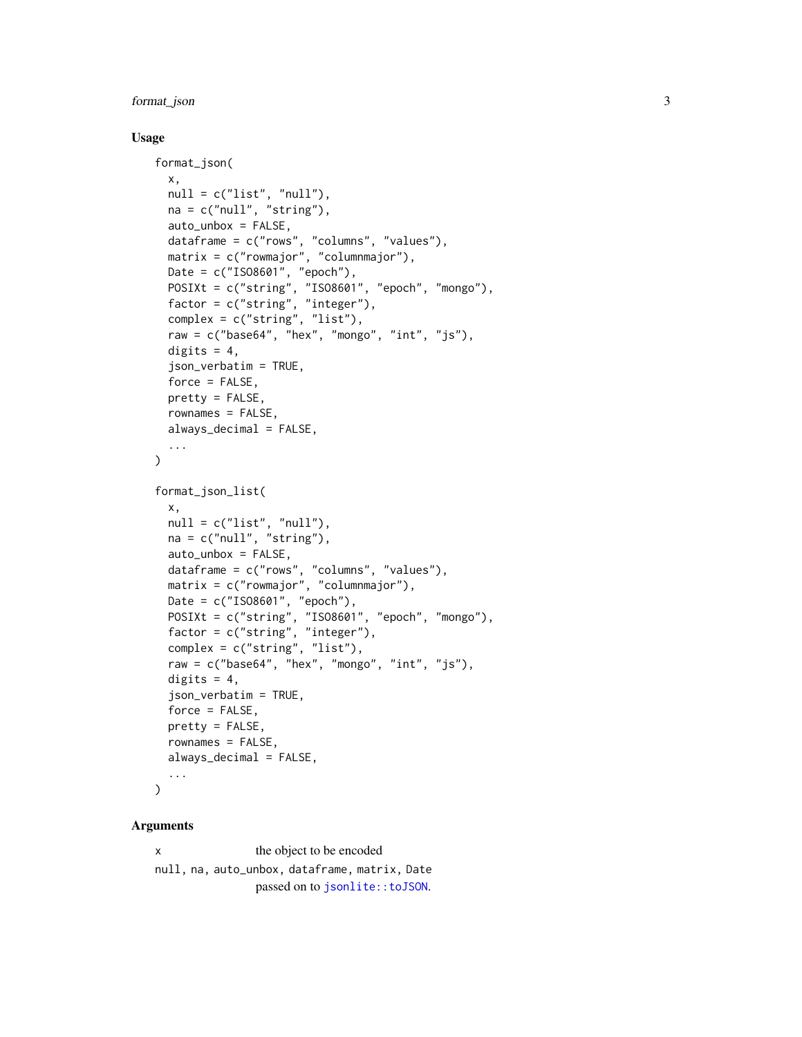### Usage

```
format_json(
  x,
  null = c("list", "null"),
  na = c("null", "string"),
  auto_unbox = FALSE,
  dataframe = c("rows", "columns", "values"),
  matrix = c("rowmajor", "columnmajor"),
  Date = c("ISO8601", "epoch"),
  POSIXt = c("string", "ISO8601", "epoch", "mongo"),
  factor = c("string", "integer"),
  complex = c("string", "list"),
  raw = c("base64", "hex", "mongo", "int", "js"),
  digits = 4,
  json_verbatim = TRUE,
  force = FALSE,
  pretty = FALSE,
  rownames = FALSE,
  always_decimal = FALSE,
  ...
)

format_json_list(
  x,
  null = c("list", "null"),
  na = c("null", "string"),
  auto_unbox = FALSE,
  dataframe = c("rows", "columns", "values"),
  matrix = c("rowmajor", "columnmajor"),
  Date = c("ISO8601", "epoch"),
  POSIXt = c("string", "ISO8601", "epoch", "mongo"),
  factor = c("string", "integer"),
  complex = c("string", "list"),
  raw = c("base64", "hex", "mongo", "int", "js"),
  digits = 4,
  json_verbatim = TRUE,
  force = FALSE,
  pretty = FALSE,
  rownames = FALSE,
  always_decimal = FALSE,
  ...
)
```

### Arguments

`x` the object to be encoded

`null, na, auto_unbox, dataframe, matrix, Date`
passed on to `jsonlite::toJSON`.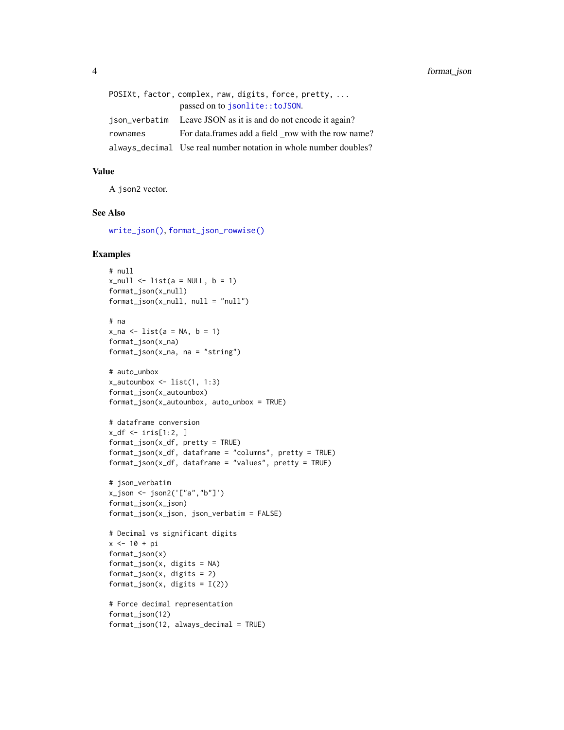| | |
|---|---|
| `POSIXt, factor, complex, raw, digits, force, pretty, ...` | passed on to `jsonlite::toJSON`. |
| `json_verbatim` | Leave JSON as it is and do not encode it again? |
| `rownames` | For data.frames add a field _row with the row name? |
| `always_decimal` | Use real number notation in whole number doubles? |

## Value

A `json2` vector.

## See Also

`write_json()`, `format_json_rowwise()`

## Examples

```
# null
x_null <- list(a = NULL, b = 1)
format_json(x_null)
format_json(x_null, null = "null")

# na
x_na <- list(a = NA, b = 1)
format_json(x_na)
format_json(x_na, na = "string")

# auto_unbox
x_autounbox <- list(1, 1:3)
format_json(x_autounbox)
format_json(x_autounbox, auto_unbox = TRUE)

# dataframe conversion
x_df <- iris[1:2, ]
format_json(x_df, pretty = TRUE)
format_json(x_df, dataframe = "columns", pretty = TRUE)
format_json(x_df, dataframe = "values", pretty = TRUE)

# json_verbatim
x_json <- json2('["a","b"]')
format_json(x_json)
format_json(x_json, json_verbatim = FALSE)

# Decimal vs significant digits
x <- 10 + pi
format_json(x)
format_json(x, digits = NA)
format_json(x, digits = 2)
format_json(x, digits = I(2))

# Force decimal representation
format_json(12)
format_json(12, always_decimal = TRUE)
```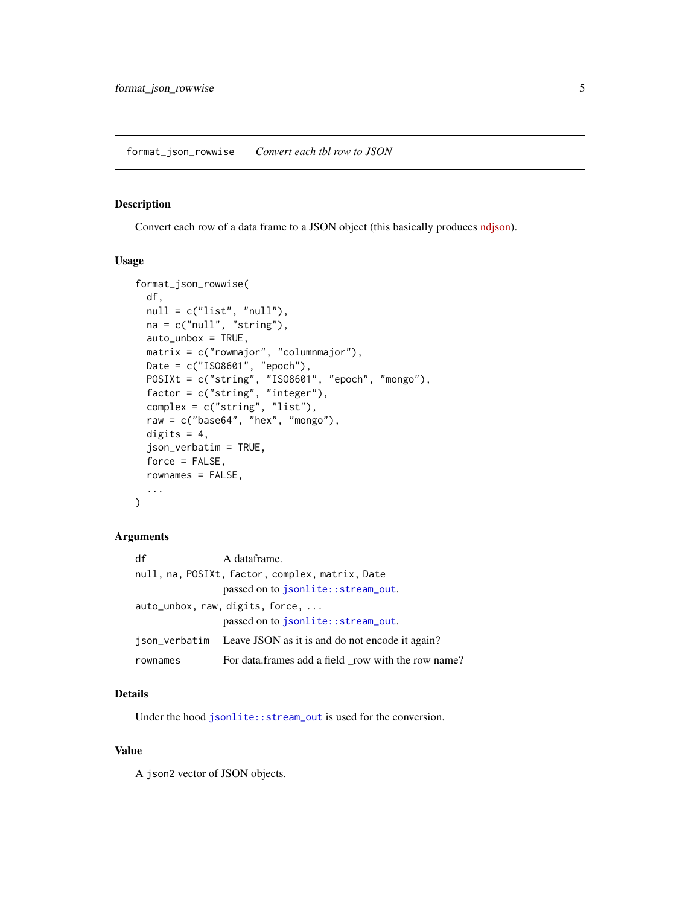## format_json_rowwise    *Convert each tbl row to JSON*

### Description

Convert each row of a data frame to a JSON object (this basically produces ndjson).

### Usage

```
format_json_rowwise(
  df,
  null = c("list", "null"),
  na = c("null", "string"),
  auto_unbox = TRUE,
  matrix = c("rowmajor", "columnmajor"),
  Date = c("ISO8601", "epoch"),
  POSIXt = c("string", "ISO8601", "epoch", "mongo"),
  factor = c("string", "integer"),
  complex = c("string", "list"),
  raw = c("base64", "hex", "mongo"),
  digits = 4,
  json_verbatim = TRUE,
  force = FALSE,
  rownames = FALSE,
  ...
)
```

### Arguments

`df` A dataframe.

`null, na, POSIXt, factor, complex, matrix, Date`
passed on to `jsonlite::stream_out`.

`auto_unbox, raw, digits, force, ...`
passed on to `jsonlite::stream_out`.

`json_verbatim` Leave JSON as it is and do not encode it again?

`rownames` For data.frames add a field _row with the row name?

### Details

Under the hood `jsonlite::stream_out` is used for the conversion.

### Value

A `json2` vector of JSON objects.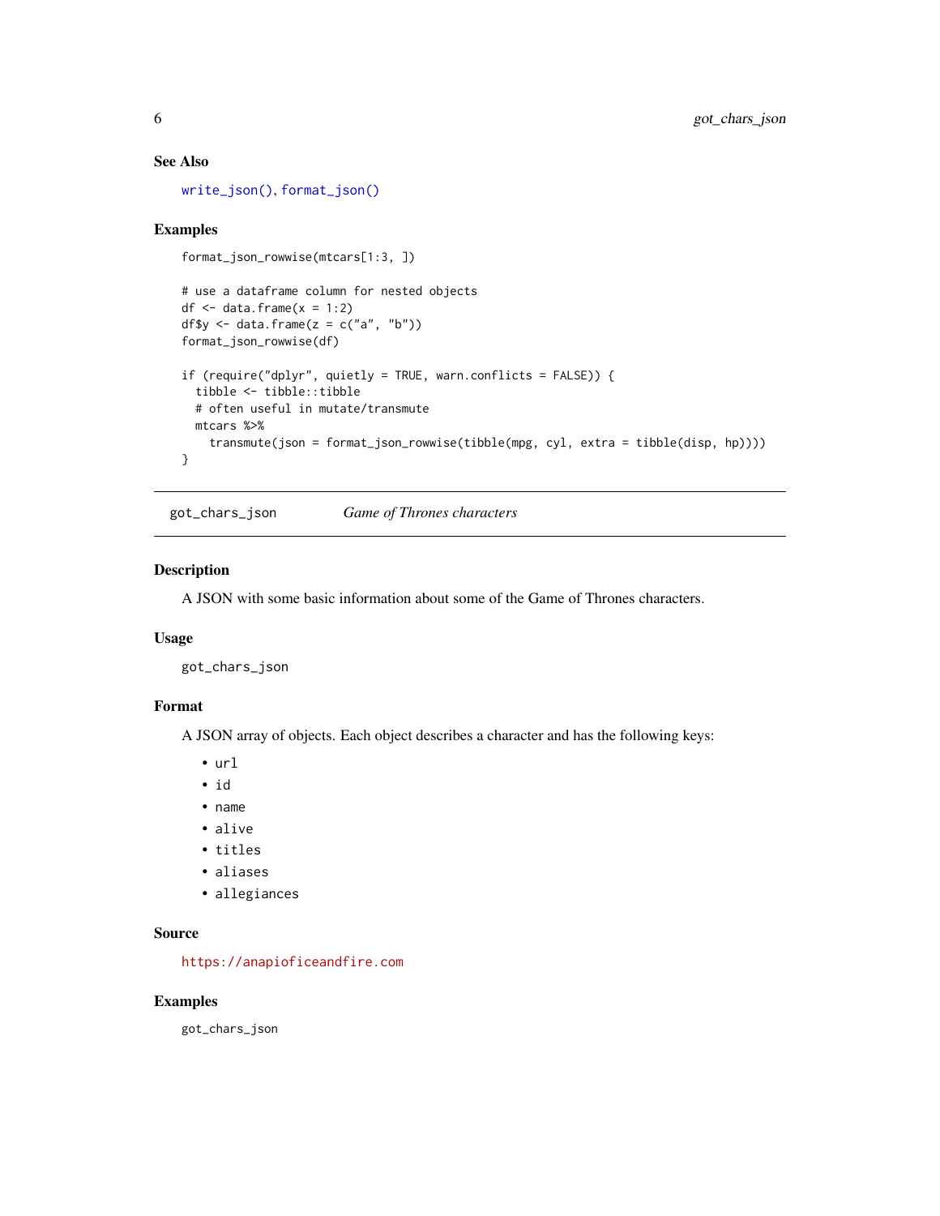### See Also

write_json(), format_json()

### Examples

```
format_json_rowwise(mtcars[1:3, ])

# use a dataframe column for nested objects
df <- data.frame(x = 1:2)
df$y <- data.frame(z = c("a", "b"))
format_json_rowwise(df)

if (require("dplyr", quietly = TRUE, warn.conflicts = FALSE)) {
  tibble <- tibble::tibble
  # often useful in mutate/transmute
  mtcars %>%
    transmute(json = format_json_rowwise(tibble(mpg, cyl, extra = tibble(disp, hp))))
}
```

---

## got_chars_json — *Game of Thrones characters*

---

### Description

A JSON with some basic information about some of the Game of Thrones characters.

### Usage

```
got_chars_json
```

### Format

A JSON array of objects. Each object describes a character and has the following keys:

- `url`
- `id`
- `name`
- `alive`
- `titles`
- `aliases`
- `allegiances`

### Source

https://anapioficeandfire.com

### Examples

```
got_chars_json
```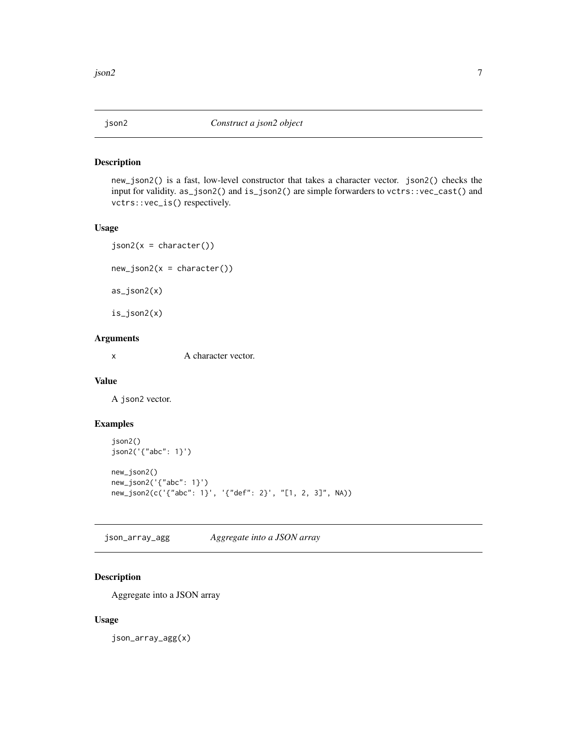## json2 — *Construct a json2 object*

### Description

new_json2() is a fast, low-level constructor that takes a character vector. json2() checks the input for validity. as_json2() and is_json2() are simple forwarders to vctrs::vec_cast() and vctrs::vec_is() respectively.

### Usage

```
json2(x = character())

new_json2(x = character())

as_json2(x)

is_json2(x)
```

### Arguments

x    A character vector.

### Value

A json2 vector.

### Examples

```
json2()
json2('{"abc": 1}')

new_json2()
new_json2('{"abc": 1}')
new_json2(c('{"abc": 1}', '{"def": 2}', "[1, 2, 3]", NA))
```

## json_array_agg — *Aggregate into a JSON array*

### Description

Aggregate into a JSON array

### Usage

```
json_array_agg(x)
```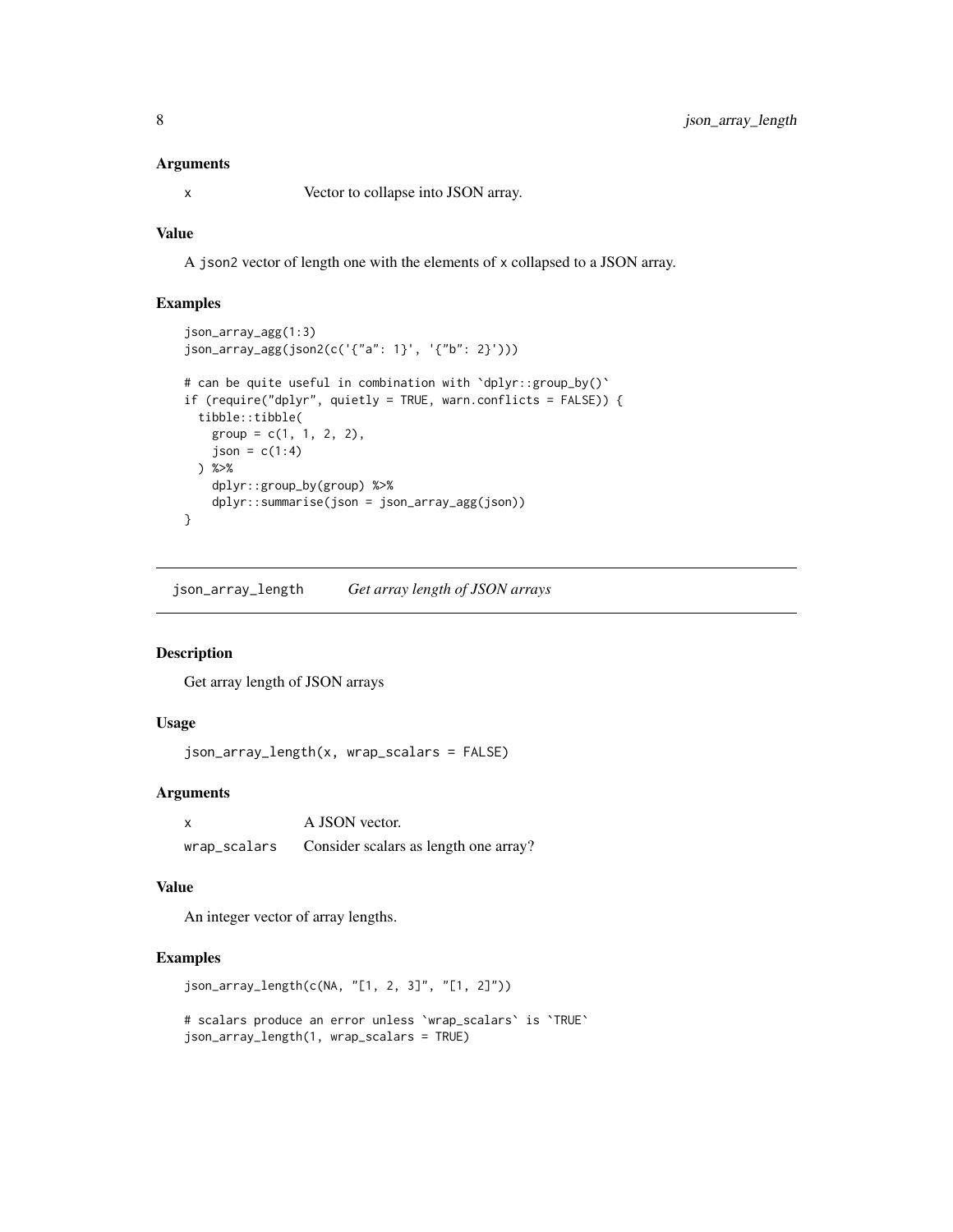### Arguments

| | |
|---|---|
| `x` | Vector to collapse into JSON array. |

### Value

A `json2` vector of length one with the elements of `x` collapsed to a JSON array.

### Examples

```
json_array_agg(1:3)
json_array_agg(json2(c('{"a": 1}', '{"b": 2}')))

# can be quite useful in combination with `dplyr::group_by()`
if (require("dplyr", quietly = TRUE, warn.conflicts = FALSE)) {
  tibble::tibble(
    group = c(1, 1, 2, 2),
    json = c(1:4)
  ) %>%
    dplyr::group_by(group) %>%
    dplyr::summarise(json = json_array_agg(json))
}
```

## json_array_length    *Get array length of JSON arrays*

### Description

Get array length of JSON arrays

### Usage

```
json_array_length(x, wrap_scalars = FALSE)
```

### Arguments

| | |
|---|---|
| `x` | A JSON vector. |
| `wrap_scalars` | Consider scalars as length one array? |

### Value

An integer vector of array lengths.

### Examples

```
json_array_length(c(NA, "[1, 2, 3]", "[1, 2]"))

# scalars produce an error unless `wrap_scalars` is `TRUE`
json_array_length(1, wrap_scalars = TRUE)
```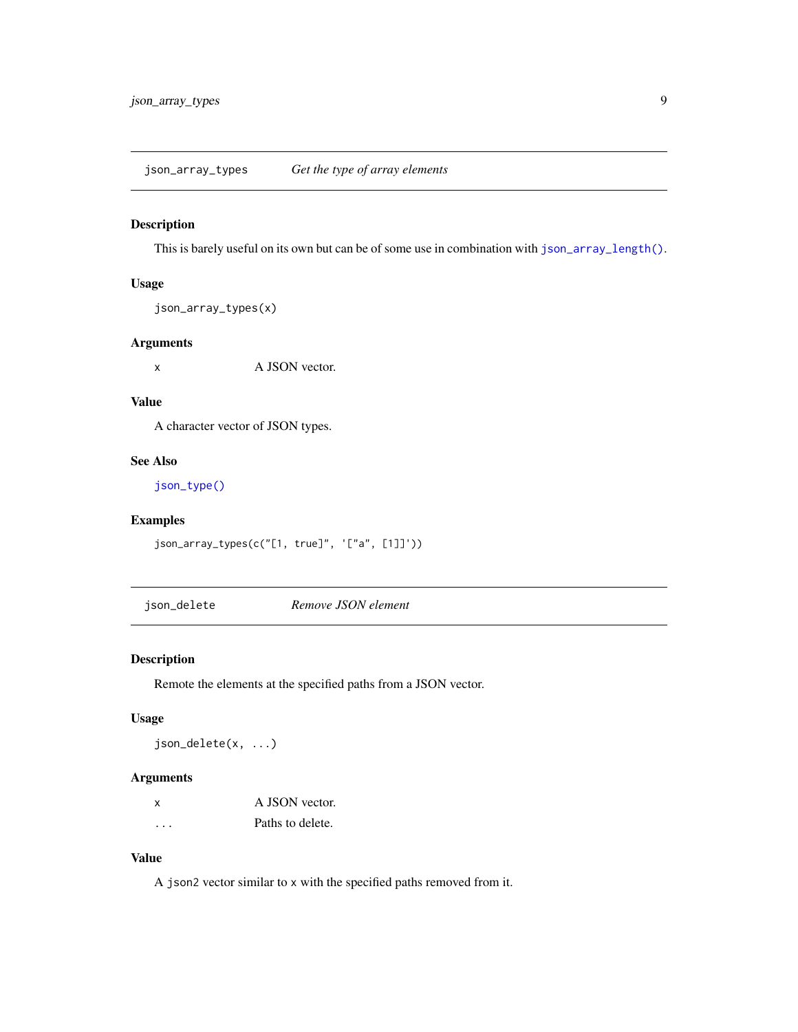## json_array_types — *Get the type of array elements*

### Description

This is barely useful on its own but can be of some use in combination with `json_array_length()`.

### Usage

```
json_array_types(x)
```

### Arguments

| | |
|---|---|
| x | A JSON vector. |

### Value

A character vector of JSON types.

### See Also

`json_type()`

### Examples

```
json_array_types(c("[1, true]", '["a", [1]]'))
```

## json_delete — *Remove JSON element*

### Description

Remote the elements at the specified paths from a JSON vector.

### Usage

```
json_delete(x, ...)
```

### Arguments

| | |
|---|---|
| x | A JSON vector. |
| ... | Paths to delete. |

### Value

A `json2` vector similar to `x` with the specified paths removed from it.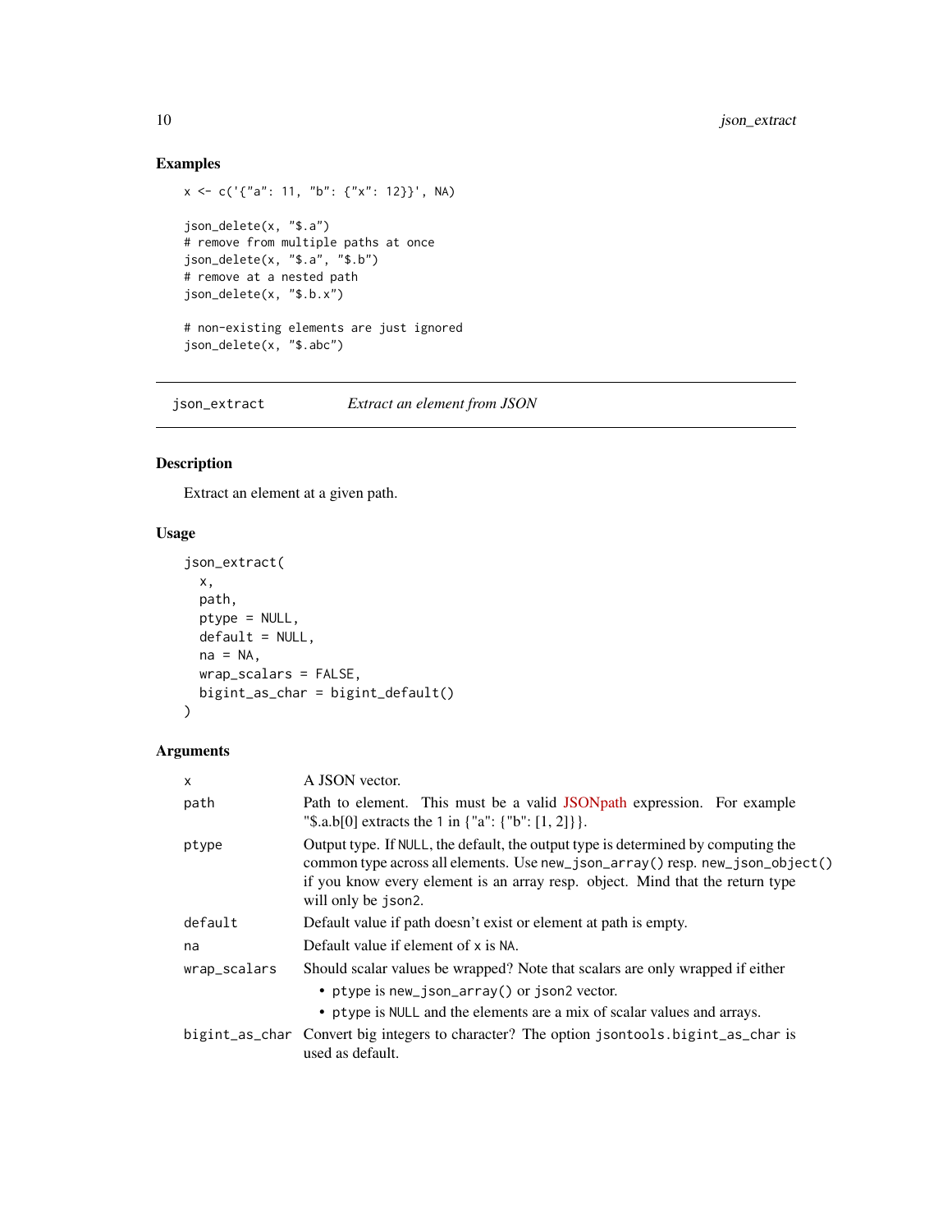### Examples

```
x <- c('{"a": 11, "b": {"x": 12}}', NA)

json_delete(x, "$.a")
# remove from multiple paths at once
json_delete(x, "$.a", "$.b")
# remove at a nested path
json_delete(x, "$.b.x")

# non-existing elements are just ignored
json_delete(x, "$.abc")
```

---

## json_extract — *Extract an element from JSON*

---

### Description

Extract an element at a given path.

### Usage

```
json_extract(
  x,
  path,
  ptype = NULL,
  default = NULL,
  na = NA,
  wrap_scalars = FALSE,
  bigint_as_char = bigint_default()
)
```

### Arguments

| | |
|---|---|
| `x` | A JSON vector. |
| `path` | Path to element. This must be a valid JSONpath expression. For example "$.a.b[0] extracts the 1 in {"a": {"b": [1, 2]}}. |
| `ptype` | Output type. If `NULL`, the default, the output type is determined by computing the common type across all elements. Use `new_json_array()` resp. `new_json_object()` if you know every element is an array resp. object. Mind that the return type will only be `json2`. |
| `default` | Default value if path doesn't exist or element at path is empty. |
| `na` | Default value if element of `x` is `NA`. |
| `wrap_scalars` | Should scalar values be wrapped? Note that scalars are only wrapped if either<br>• `ptype` is `new_json_array()` or `json2` vector.<br>• `ptype` is `NULL` and the elements are a mix of scalar values and arrays. |
| `bigint_as_char` | Convert big integers to character? The option `jsontools.bigint_as_char` is used as default. |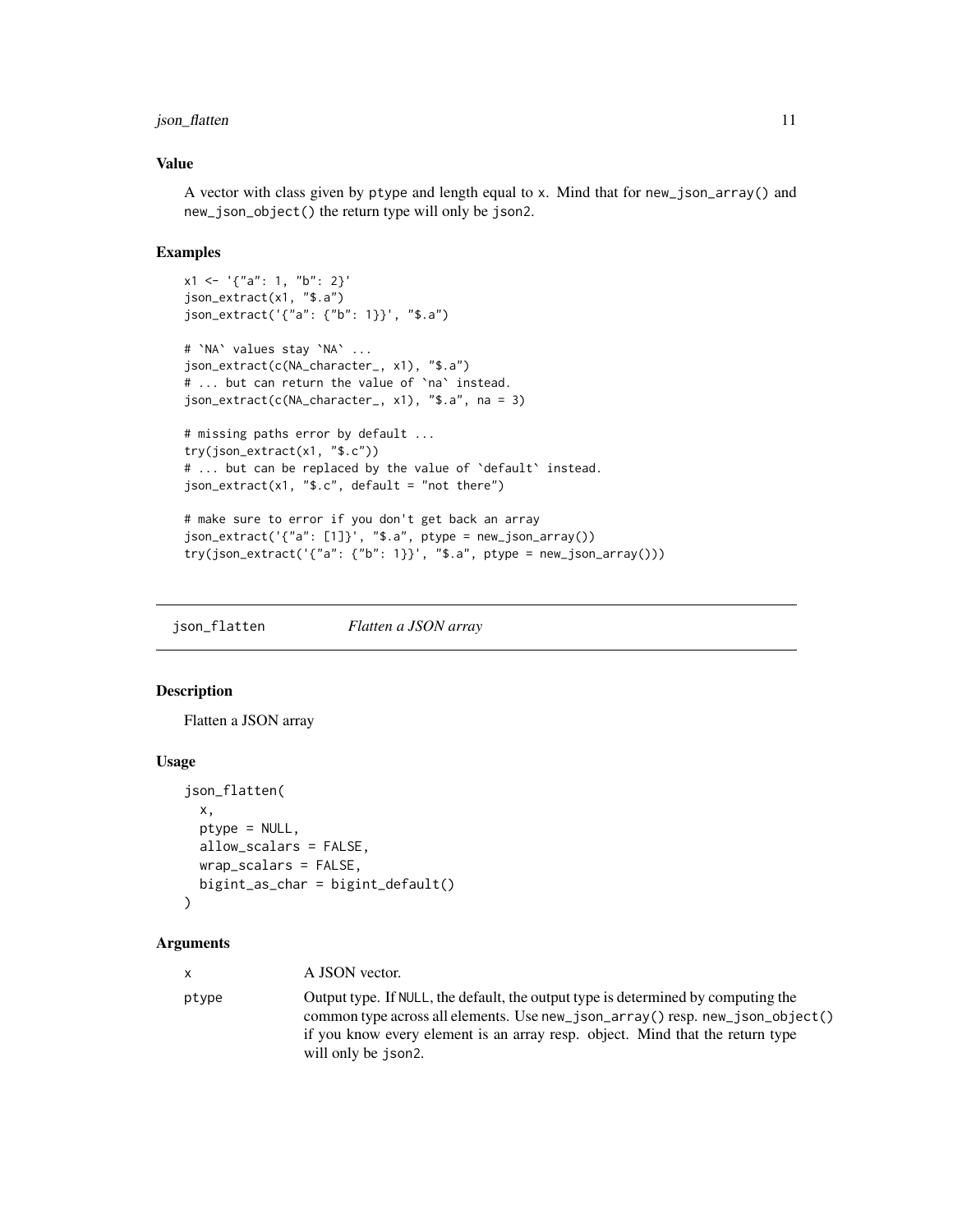### Value

A vector with class given by ptype and length equal to x. Mind that for new_json_array() and new_json_object() the return type will only be json2.

### Examples

```
x1 <- '{"a": 1, "b": 2}'
json_extract(x1, "$.a")
json_extract('{"a": {"b": 1}}', "$.a")

# `NA` values stay `NA` ...
json_extract(c(NA_character_, x1), "$.a")
# ... but can return the value of `na` instead.
json_extract(c(NA_character_, x1), "$.a", na = 3)

# missing paths error by default ...
try(json_extract(x1, "$.c"))
# ... but can be replaced by the value of `default` instead.
json_extract(x1, "$.c", default = "not there")

# make sure to error if you don't get back an array
json_extract('{"a": [1]}', "$.a", ptype = new_json_array())
try(json_extract('{"a": {"b": 1}}', "$.a", ptype = new_json_array()))
```

---

## json_flatten *Flatten a JSON array*

### Description

Flatten a JSON array

### Usage

```
json_flatten(
  x,
  ptype = NULL,
  allow_scalars = FALSE,
  wrap_scalars = FALSE,
  bigint_as_char = bigint_default()
)
```

### Arguments

| | |
|---|---|
| x | A JSON vector. |
| ptype | Output type. If NULL, the default, the output type is determined by computing the common type across all elements. Use new_json_array() resp. new_json_object() if you know every element is an array resp. object. Mind that the return type will only be json2. |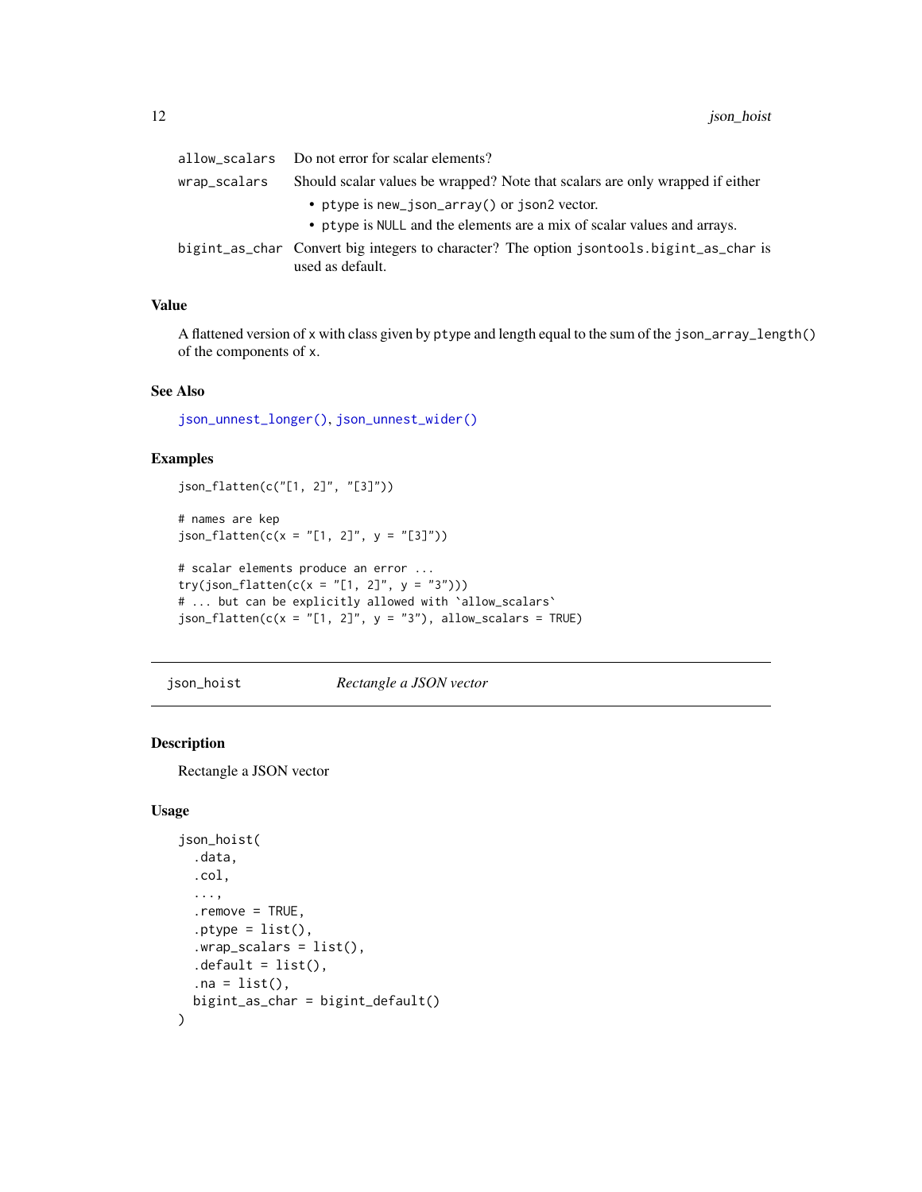| | |
|---|---|
| allow_scalars | Do not error for scalar elements? |
| wrap_scalars | Should scalar values be wrapped? Note that scalars are only wrapped if either<br>• ptype is new_json_array() or json2 vector.<br>• ptype is NULL and the elements are a mix of scalar values and arrays. |
| bigint_as_char | Convert big integers to character? The option jsontools.bigint_as_char is used as default. |

## Value

A flattened version of x with class given by ptype and length equal to the sum of the json_array_length() of the components of x.

## See Also

json_unnest_longer(), json_unnest_wider()

## Examples

```
json_flatten(c("[1, 2]", "[3]"))

# names are kep
json_flatten(c(x = "[1, 2]", y = "[3]"))

# scalar elements produce an error ...
try(json_flatten(c(x = "[1, 2]", y = "3")))
# ... but can be explicitly allowed with `allow_scalars`
json_flatten(c(x = "[1, 2]", y = "3"), allow_scalars = TRUE)
```

---

# json_hoist — *Rectangle a JSON vector*

## Description

Rectangle a JSON vector

## Usage

```
json_hoist(
  .data,
  .col,
  ...,
  .remove = TRUE,
  .ptype = list(),
  .wrap_scalars = list(),
  .default = list(),
  .na = list(),
  bigint_as_char = bigint_default()
)
```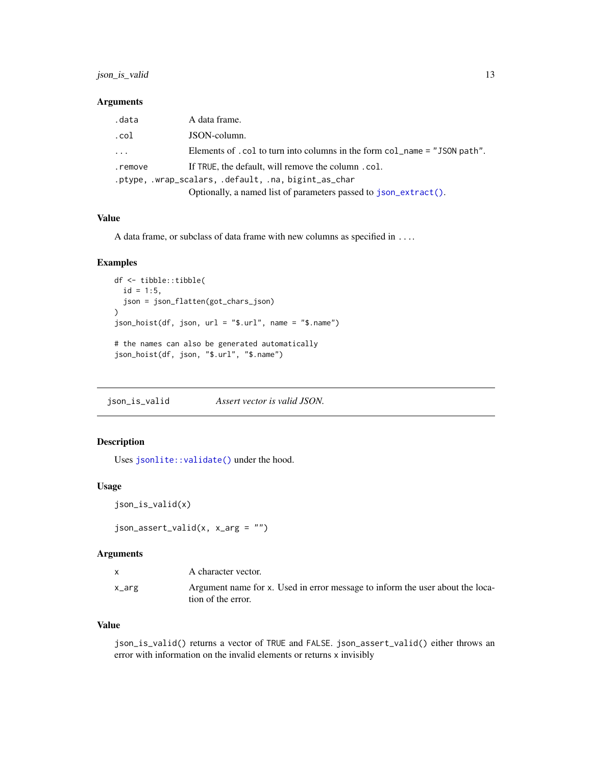### Arguments

| | |
|---|---|
| `.data` | A data frame. |
| `.col` | JSON-column. |
| `...` | Elements of `.col` to turn into columns in the form `col_name = "JSON path"`. |
| `.remove` | If `TRUE`, the default, will remove the column `.col`. |
| `.ptype, .wrap_scalars, .default, .na, bigint_as_char` | Optionally, a named list of parameters passed to `json_extract()`. |

### Value

A data frame, or subclass of data frame with new columns as specified in `...`.

### Examples

```
df <- tibble::tibble(
  id = 1:5,
  json = json_flatten(got_chars_json)
)
json_hoist(df, json, url = "$.url", name = "$.name")

# the names can also be generated automatically
json_hoist(df, json, "$.url", "$.name")
```

---

## `json_is_valid` *Assert vector is valid JSON.*

---

### Description

Uses `jsonlite::validate()` under the hood.

### Usage

```
json_is_valid(x)

json_assert_valid(x, x_arg = "")
```

### Arguments

| | |
|---|---|
| `x` | A character vector. |
| `x_arg` | Argument name for `x`. Used in error message to inform the user about the location of the error. |

### Value

`json_is_valid()` returns a vector of `TRUE` and `FALSE`. `json_assert_valid()` either throws an error with information on the invalid elements or returns `x` invisibly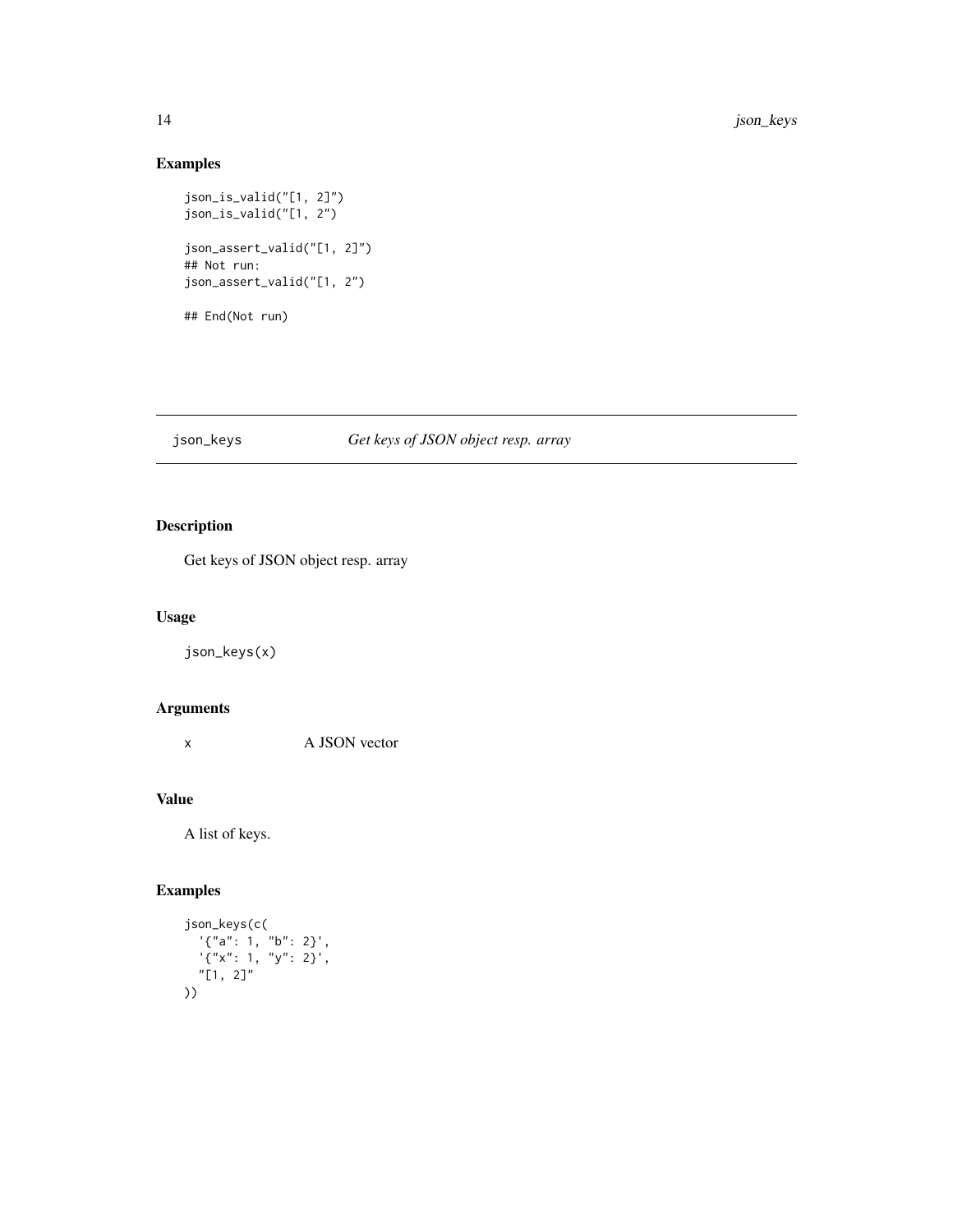### Examples

```
json_is_valid("[1, 2]")
json_is_valid("[1, 2")

json_assert_valid("[1, 2]")
## Not run:
json_assert_valid("[1, 2")

## End(Not run)
```

## json_keys *Get keys of JSON object resp. array*

### Description

Get keys of JSON object resp. array

### Usage

```
json_keys(x)
```

### Arguments

| | |
|---|---|
| x | A JSON vector |

### Value

A list of keys.

### Examples

```
json_keys(c(
  '{"a": 1, "b": 2}',
  '{"x": 1, "y": 2}',
  "[1, 2]"
))
```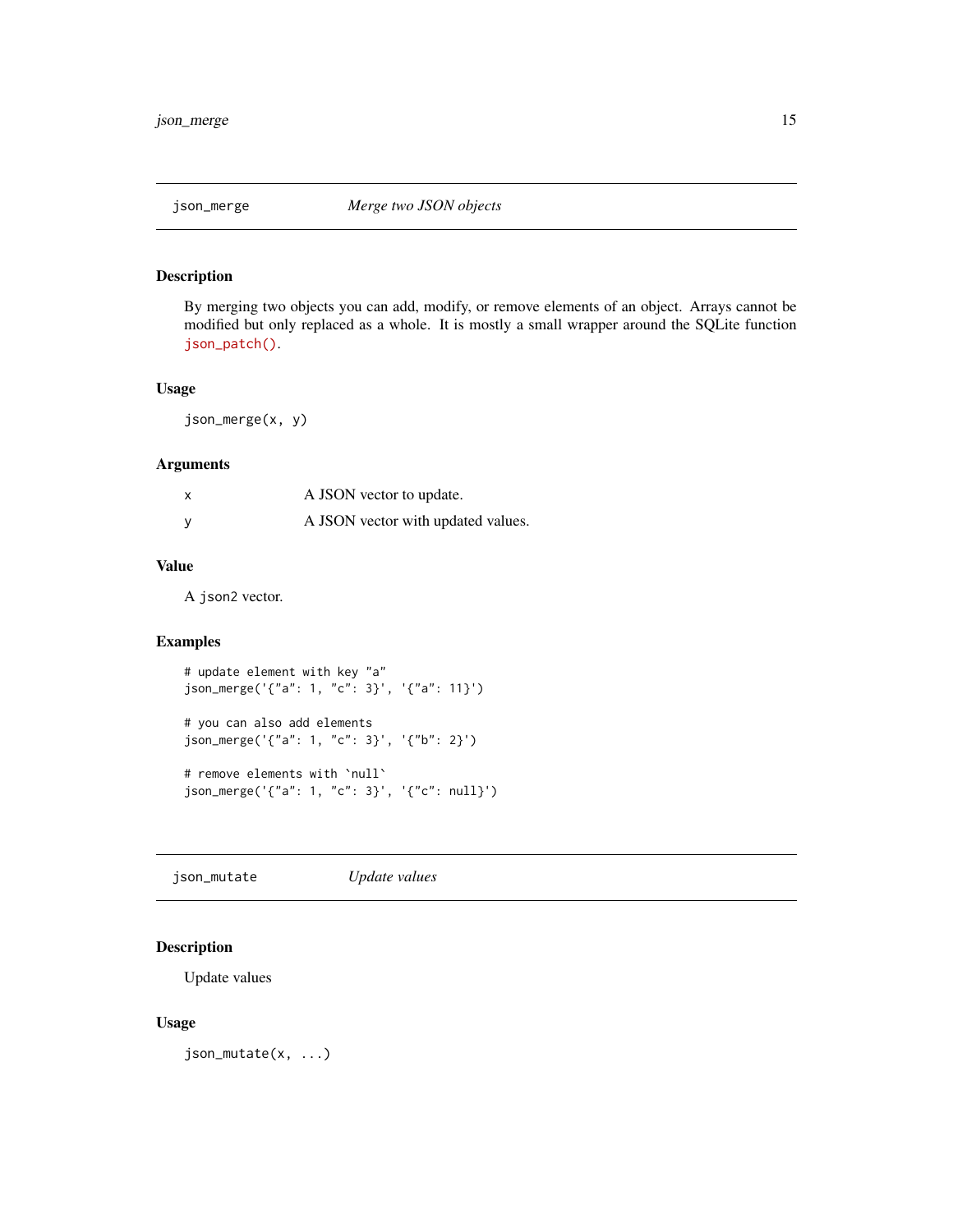## json_merge — *Merge two JSON objects*

### Description

By merging two objects you can add, modify, or remove elements of an object. Arrays cannot be modified but only replaced as a whole. It is mostly a small wrapper around the SQLite function `json_patch()`.

### Usage

```
json_merge(x, y)
```

### Arguments

| | |
|---|---|
| x | A JSON vector to update. |
| y | A JSON vector with updated values. |

### Value

A `json2` vector.

### Examples

```
# update element with key "a"
json_merge('{"a": 1, "c": 3}', '{"a": 11}')

# you can also add elements
json_merge('{"a": 1, "c": 3}', '{"b": 2}')

# remove elements with `null`
json_merge('{"a": 1, "c": 3}', '{"c": null}')
```

## json_mutate — *Update values*

### Description

Update values

### Usage

```
json_mutate(x, ...)
```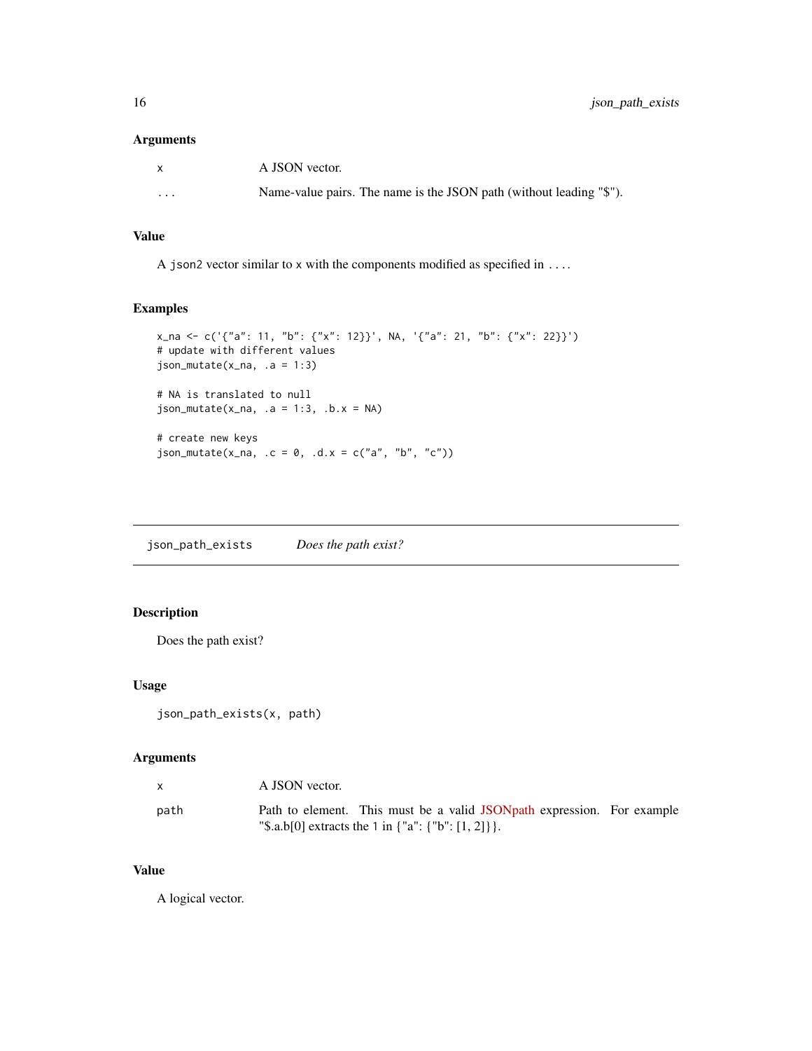### Arguments

| | |
|---|---|
| x | A JSON vector. |
| ... | Name-value pairs. The name is the JSON path (without leading "$"). |

### Value

A json2 vector similar to x with the components modified as specified in ....

### Examples

```
x_na <- c('{"a": 11, "b": {"x": 12}}', NA, '{"a": 21, "b": {"x": 22}}')
# update with different values
json_mutate(x_na, .a = 1:3)

# NA is translated to null
json_mutate(x_na, .a = 1:3, .b.x = NA)

# create new keys
json_mutate(x_na, .c = 0, .d.x = c("a", "b", "c"))
```

---

## json_path_exists *Does the path exist?*

---

### Description

Does the path exist?

### Usage

```
json_path_exists(x, path)
```

### Arguments

| | |
|---|---|
| x | A JSON vector. |
| path | Path to element. This must be a valid JSONpath expression. For example "$.a.b[0] extracts the 1 in {"a": {"b": [1, 2]}}. |

### Value

A logical vector.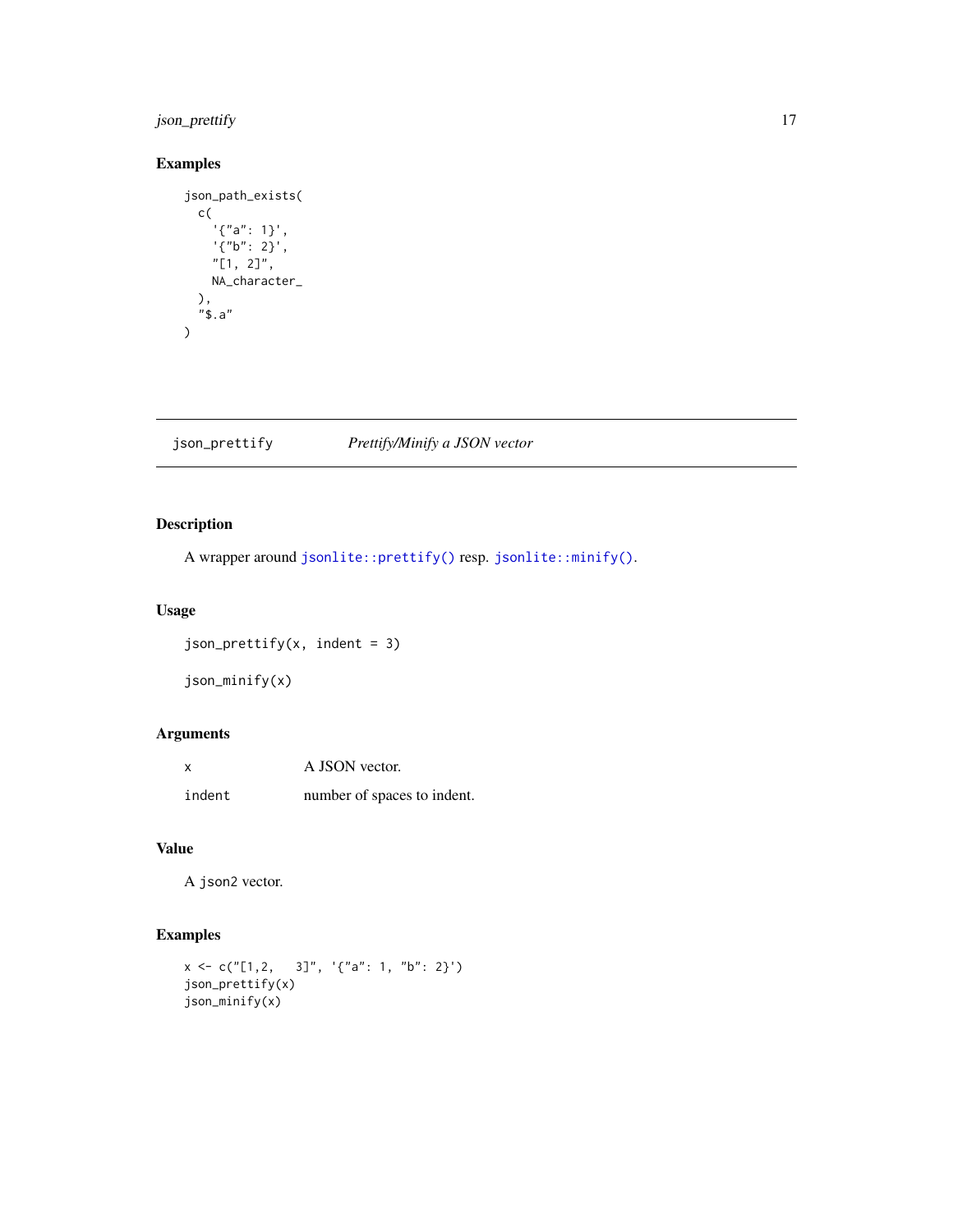## Examples

```
json_path_exists(
  c(
    '{"a": 1}',
    '{"b": 2}',
    "[1, 2]",
    NA_character_
  ),
  "$.a"
)
```

---

## json_prettify &nbsp;&nbsp;&nbsp; *Prettify/Minify a JSON vector*

---

### Description

A wrapper around `jsonlite::prettify()` resp. `jsonlite::minify()`.

### Usage

```
json_prettify(x, indent = 3)

json_minify(x)
```

### Arguments

| | |
|---|---|
| `x` | A JSON vector. |
| `indent` | number of spaces to indent. |

### Value

A `json2` vector.

### Examples

```
x <- c("[1,2,   3]", '{"a": 1, "b": 2}')
json_prettify(x)
json_minify(x)
```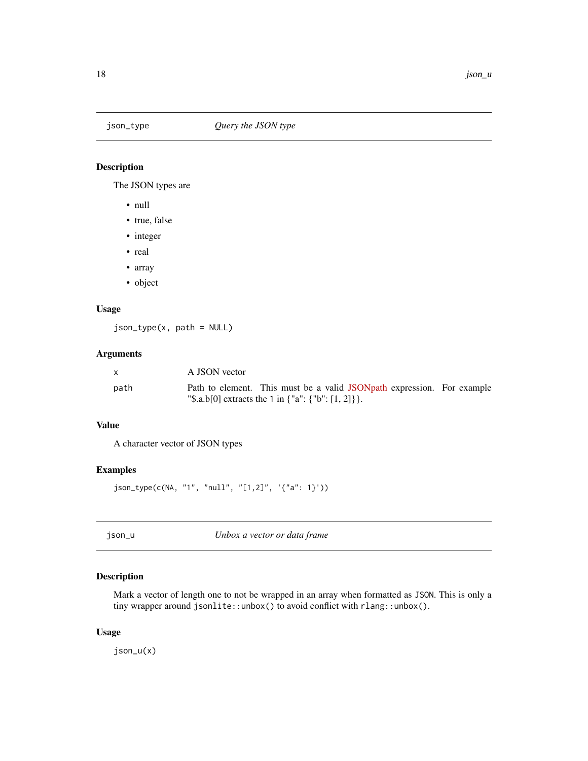## json_type    *Query the JSON type*

### Description

The JSON types are

- null
- true, false
- integer
- real
- array
- object

### Usage

```
json_type(x, path = NULL)
```

### Arguments

| | |
|---|---|
| x | A JSON vector |
| path | Path to element. This must be a valid JSONpath expression. For example "$.a.b[0] extracts the 1 in {"a": {"b": [1, 2]}}. |

### Value

A character vector of JSON types

### Examples

```
json_type(c(NA, "1", "null", "[1,2]", '{"a": 1}'))
```

## json_u    *Unbox a vector or data frame*

### Description

Mark a vector of length one to not be wrapped in an array when formatted as JSON. This is only a tiny wrapper around `jsonlite::unbox()` to avoid conflict with `rlang::unbox()`.

### Usage

```
json_u(x)
```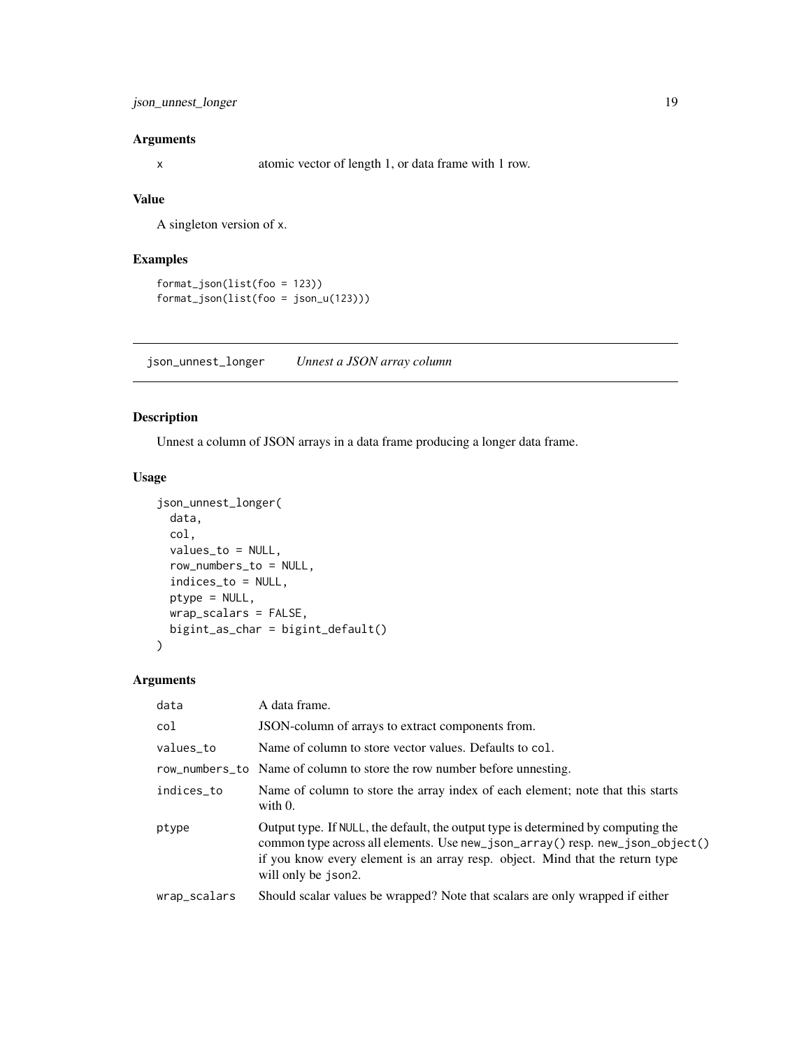## Arguments

x atomic vector of length 1, or data frame with 1 row.

## Value

A singleton version of x.

## Examples

```
format_json(list(foo = 123))
format_json(list(foo = json_u(123)))
```

---

# json_unnest_longer *Unnest a JSON array column*

## Description

Unnest a column of JSON arrays in a data frame producing a longer data frame.

## Usage

```
json_unnest_longer(
  data,
  col,
  values_to = NULL,
  row_numbers_to = NULL,
  indices_to = NULL,
  ptype = NULL,
  wrap_scalars = FALSE,
  bigint_as_char = bigint_default()
)
```

## Arguments

| | |
|---|---|
| data | A data frame. |
| col | JSON-column of arrays to extract components from. |
| values_to | Name of column to store vector values. Defaults to col. |
| row_numbers_to | Name of column to store the row number before unnesting. |
| indices_to | Name of column to store the array index of each element; note that this starts with 0. |
| ptype | Output type. If NULL, the default, the output type is determined by computing the common type across all elements. Use new_json_array() resp. new_json_object() if you know every element is an array resp. object. Mind that the return type will only be json2. |
| wrap_scalars | Should scalar values be wrapped? Note that scalars are only wrapped if either |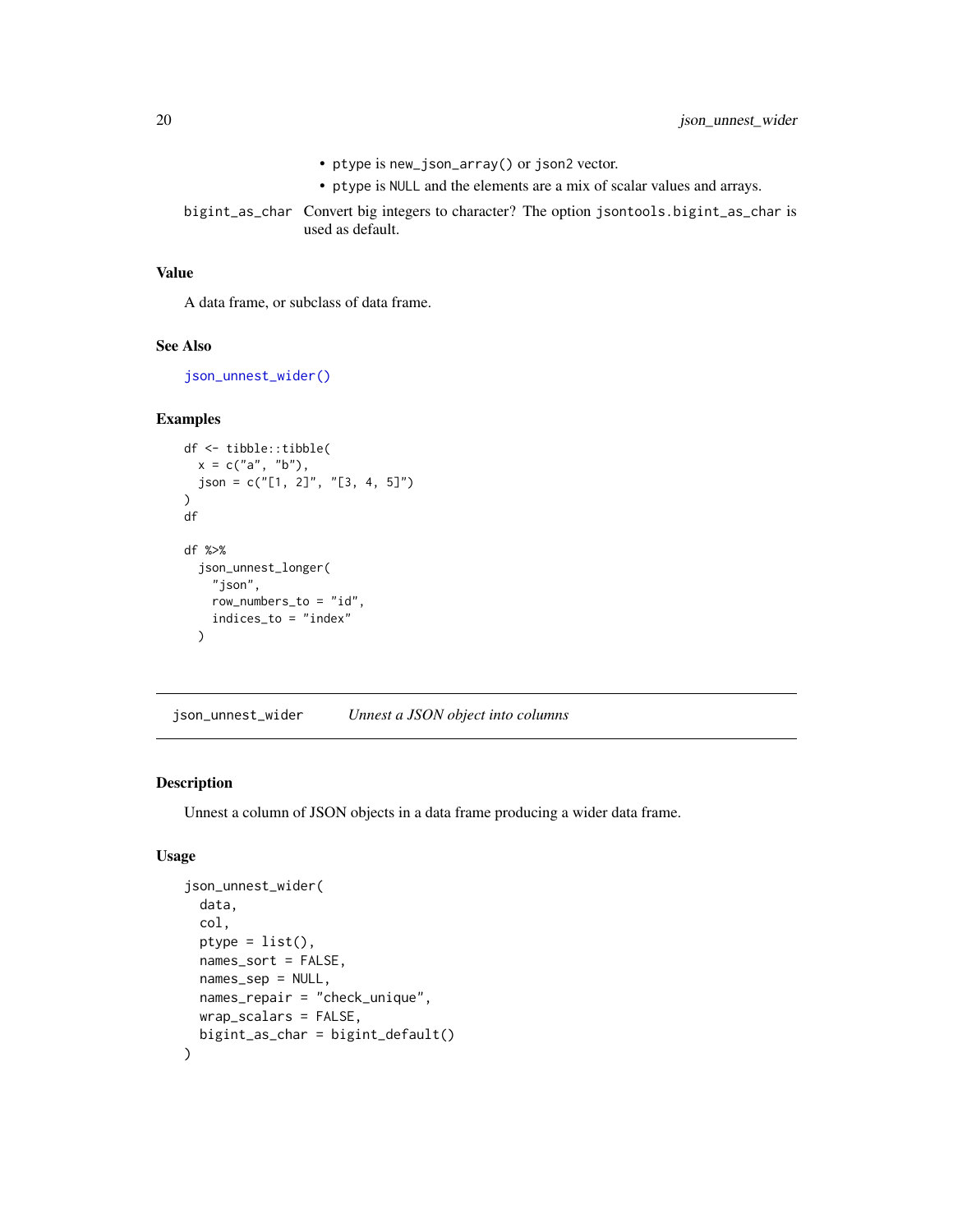- `ptype` is `new_json_array()` or `json2` vector.
- `ptype` is `NULL` and the elements are a mix of scalar values and arrays.

`bigint_as_char` Convert big integers to character? The option `jsontools.bigint_as_char` is used as default.

### Value

A data frame, or subclass of data frame.

### See Also

`json_unnest_wider()`

### Examples

```
df <- tibble::tibble(
  x = c("a", "b"),
  json = c("[1, 2]", "[3, 4, 5]")
)
df

df %>%
  json_unnest_longer(
    "json",
    row_numbers_to = "id",
    indices_to = "index"
  )
```

---

## json_unnest_wider — *Unnest a JSON object into columns*

### Description

Unnest a column of JSON objects in a data frame producing a wider data frame.

### Usage

```
json_unnest_wider(
  data,
  col,
  ptype = list(),
  names_sort = FALSE,
  names_sep = NULL,
  names_repair = "check_unique",
  wrap_scalars = FALSE,
  bigint_as_char = bigint_default()
)
```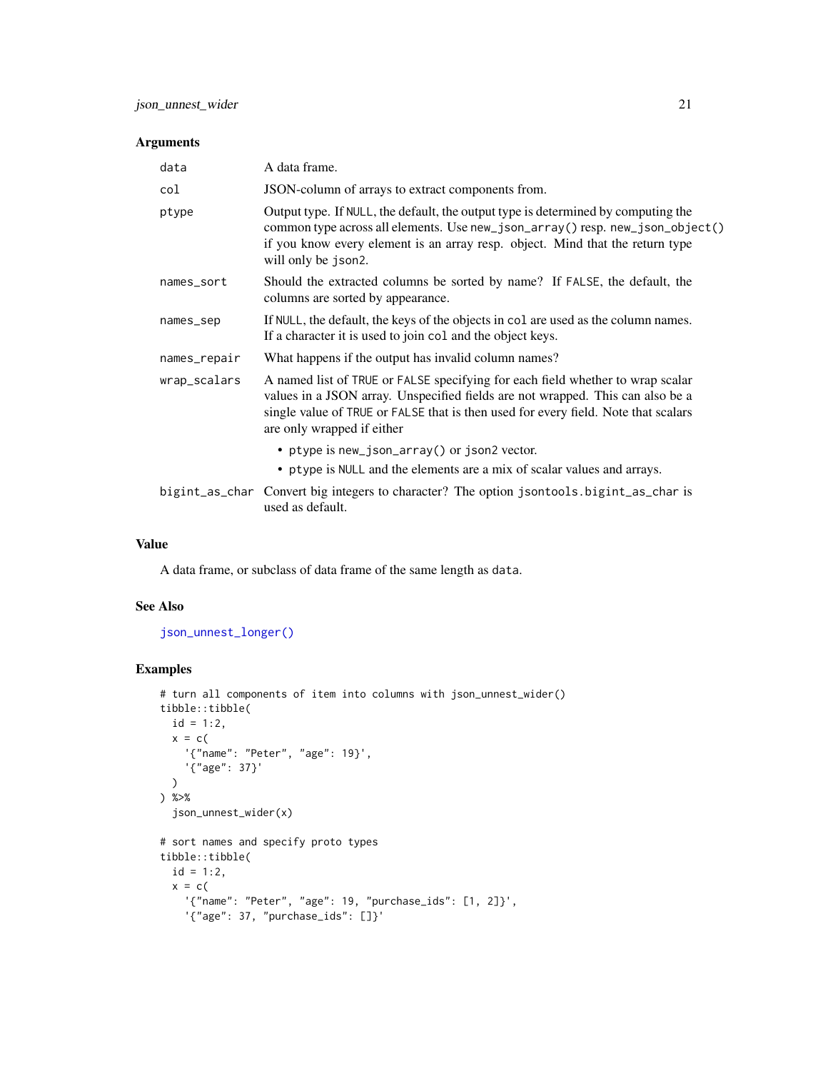### Arguments

| | |
|---|---|
| `data` | A data frame. |
| `col` | JSON-column of arrays to extract components from. |
| `ptype` | Output type. If `NULL`, the default, the output type is determined by computing the common type across all elements. Use `new_json_array()` resp. `new_json_object()` if you know every element is an array resp. object. Mind that the return type will only be `json2`. |
| `names_sort` | Should the extracted columns be sorted by name? If `FALSE`, the default, the columns are sorted by appearance. |
| `names_sep` | If `NULL`, the default, the keys of the objects in `col` are used as the column names. If a character it is used to join `col` and the object keys. |
| `names_repair` | What happens if the output has invalid column names? |
| `wrap_scalars` | A named list of `TRUE` or `FALSE` specifying for each field whether to wrap scalar values in a JSON array. Unspecified fields are not wrapped. This can also be a single value of `TRUE` or `FALSE` that is then used for every field. Note that scalars are only wrapped if either<br>• `ptype` is `new_json_array()` or `json2` vector.<br>• `ptype` is `NULL` and the elements are a mix of scalar values and arrays. |
| `bigint_as_char` | Convert big integers to character? The option `jsontools.bigint_as_char` is used as default. |

### Value

A data frame, or subclass of data frame of the same length as `data`.

### See Also

`json_unnest_longer()`

### Examples

```
# turn all components of item into columns with json_unnest_wider()
tibble::tibble(
  id = 1:2,
  x = c(
    '{"name": "Peter", "age": 19}',
    '{"age": 37}'
  )
) %>%
  json_unnest_wider(x)

# sort names and specify proto types
tibble::tibble(
  id = 1:2,
  x = c(
    '{"name": "Peter", "age": 19, "purchase_ids": [1, 2]}',
    '{"age": 37, "purchase_ids": []}'
```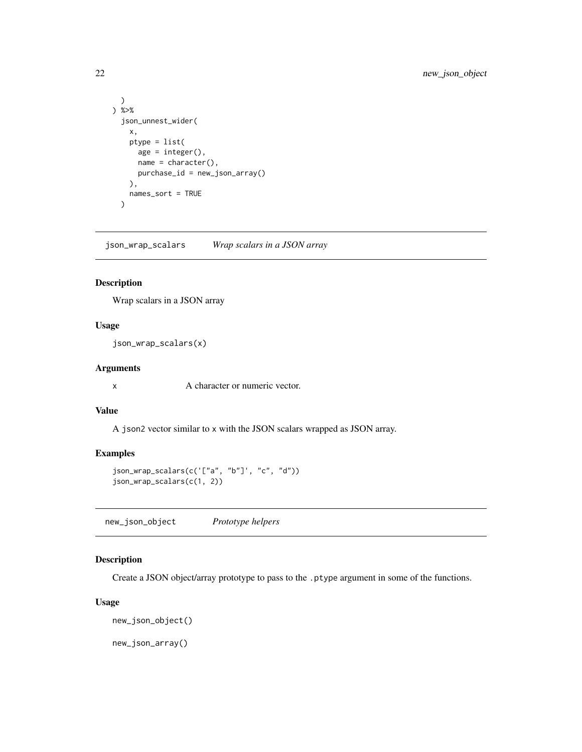```
  )
) %>%
  json_unnest_wider(
    x,
    ptype = list(
      age = integer(),
      name = character(),
      purchase_id = new_json_array()
    ),
    names_sort = TRUE
  )
```

## json_wrap_scalars *Wrap scalars in a JSON array*

### Description

Wrap scalars in a JSON array

### Usage

```
json_wrap_scalars(x)
```

### Arguments

| | |
|---|---|
| `x` | A character or numeric vector. |

### Value

A `json2` vector similar to `x` with the JSON scalars wrapped as JSON array.

### Examples

```
json_wrap_scalars(c('["a", "b"]', "c", "d"))
json_wrap_scalars(c(1, 2))
```

## new_json_object *Prototype helpers*

### Description

Create a JSON object/array prototype to pass to the `.ptype` argument in some of the functions.

### Usage

```
new_json_object()

new_json_array()
```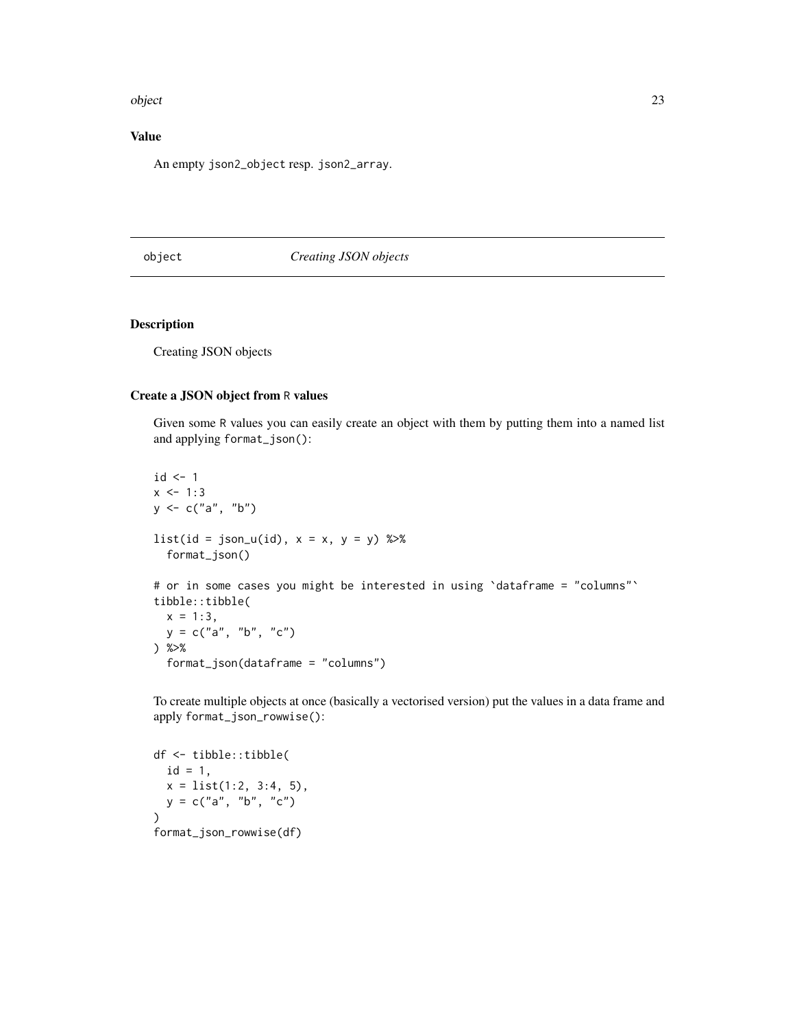## Value

An empty `json2_object` resp. `json2_array`.

---

# object — *Creating JSON objects*

---

## Description

Creating JSON objects

## Create a JSON object from R values

Given some R values you can easily create an object with them by putting them into a named list and applying `format_json()`:

```
id <- 1
x <- 1:3
y <- c("a", "b")

list(id = json_u(id), x = x, y = y) %>%
  format_json()

# or in some cases you might be interested in using `dataframe = "columns"`
tibble::tibble(
  x = 1:3,
  y = c("a", "b", "c")
) %>%
  format_json(dataframe = "columns")
```

To create multiple objects at once (basically a vectorised version) put the values in a data frame and apply `format_json_rowwise()`:

```
df <- tibble::tibble(
  id = 1,
  x = list(1:2, 3:4, 5),
  y = c("a", "b", "c")
)
format_json_rowwise(df)
```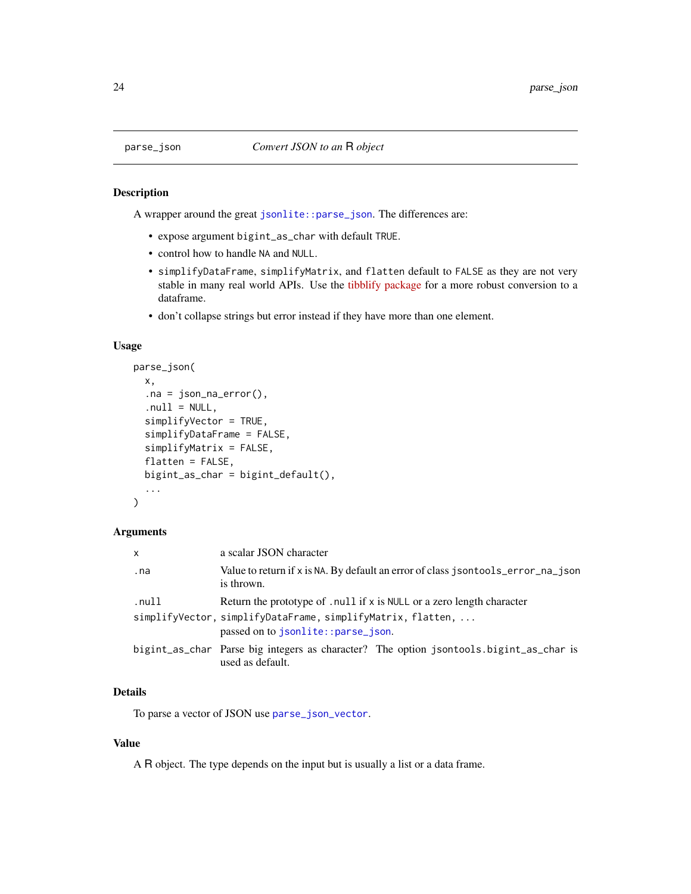## parse_json — *Convert JSON to an R object*

### Description

A wrapper around the great `jsonlite::parse_json`. The differences are:

- expose argument `bigint_as_char` with default `TRUE`.
- control how to handle `NA` and `NULL`.
- `simplifyDataFrame`, `simplifyMatrix`, and `flatten` default to `FALSE` as they are not very stable in many real world APIs. Use the tibblify package for a more robust conversion to a dataframe.
- don't collapse strings but error instead if they have more than one element.

### Usage

```
parse_json(
  x,
  .na = json_na_error(),
  .null = NULL,
  simplifyVector = TRUE,
  simplifyDataFrame = FALSE,
  simplifyMatrix = FALSE,
  flatten = FALSE,
  bigint_as_char = bigint_default(),
  ...
)
```

### Arguments

| | |
|---|---|
| `x` | a scalar JSON character |
| `.na` | Value to return if `x` is `NA`. By default an error of class `jsontools_error_na_json` is thrown. |
| `.null` | Return the prototype of `.null` if `x` is `NULL` or a zero length character |
| `simplifyVector, simplifyDataFrame, simplifyMatrix, flatten, ...` | passed on to `jsonlite::parse_json`. |
| `bigint_as_char` | Parse big integers as character? The option `jsontools.bigint_as_char` is used as default. |

### Details

To parse a vector of JSON use `parse_json_vector`.

### Value

A R object. The type depends on the input but is usually a list or a data frame.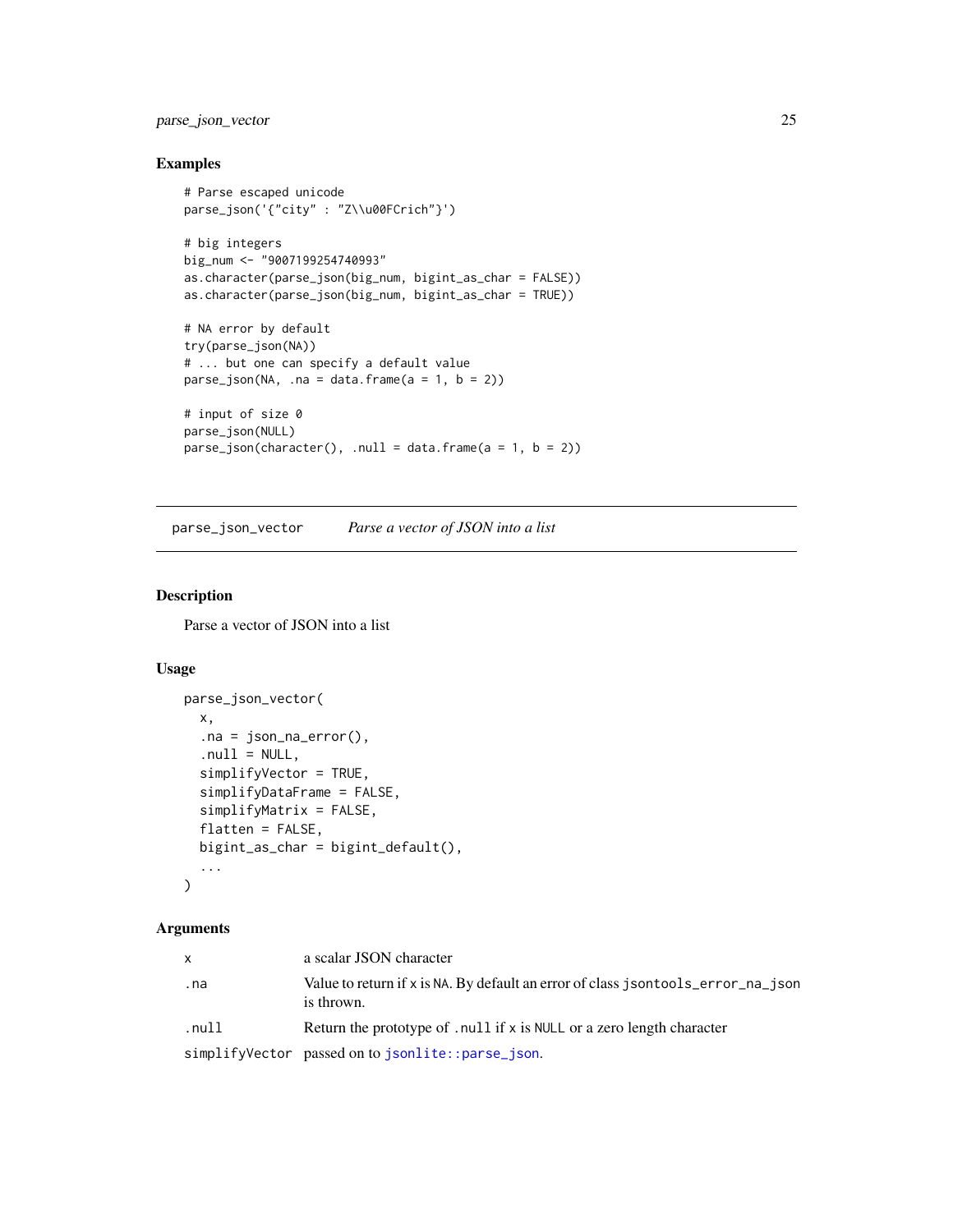### Examples

```
# Parse escaped unicode
parse_json('{"city" : "Z\\u00FCrich"}')

# big integers
big_num <- "9007199254740993"
as.character(parse_json(big_num, bigint_as_char = FALSE))
as.character(parse_json(big_num, bigint_as_char = TRUE))

# NA error by default
try(parse_json(NA))
# ... but one can specify a default value
parse_json(NA, .na = data.frame(a = 1, b = 2))

# input of size 0
parse_json(NULL)
parse_json(character(), .null = data.frame(a = 1, b = 2))
```

---

## parse_json_vector    *Parse a vector of JSON into a list*

---

### Description

Parse a vector of JSON into a list

### Usage

```
parse_json_vector(
  x,
  .na = json_na_error(),
  .null = NULL,
  simplifyVector = TRUE,
  simplifyDataFrame = FALSE,
  simplifyMatrix = FALSE,
  flatten = FALSE,
  bigint_as_char = bigint_default(),
  ...
)
```

### Arguments

| | |
|---|---|
| `x` | a scalar JSON character |
| `.na` | Value to return if `x` is `NA`. By default an error of class `jsontools_error_na_json` is thrown. |
| `.null` | Return the prototype of `.null` if `x` is `NULL` or a zero length character |
| `simplifyVector` | passed on to `jsonlite::parse_json`. |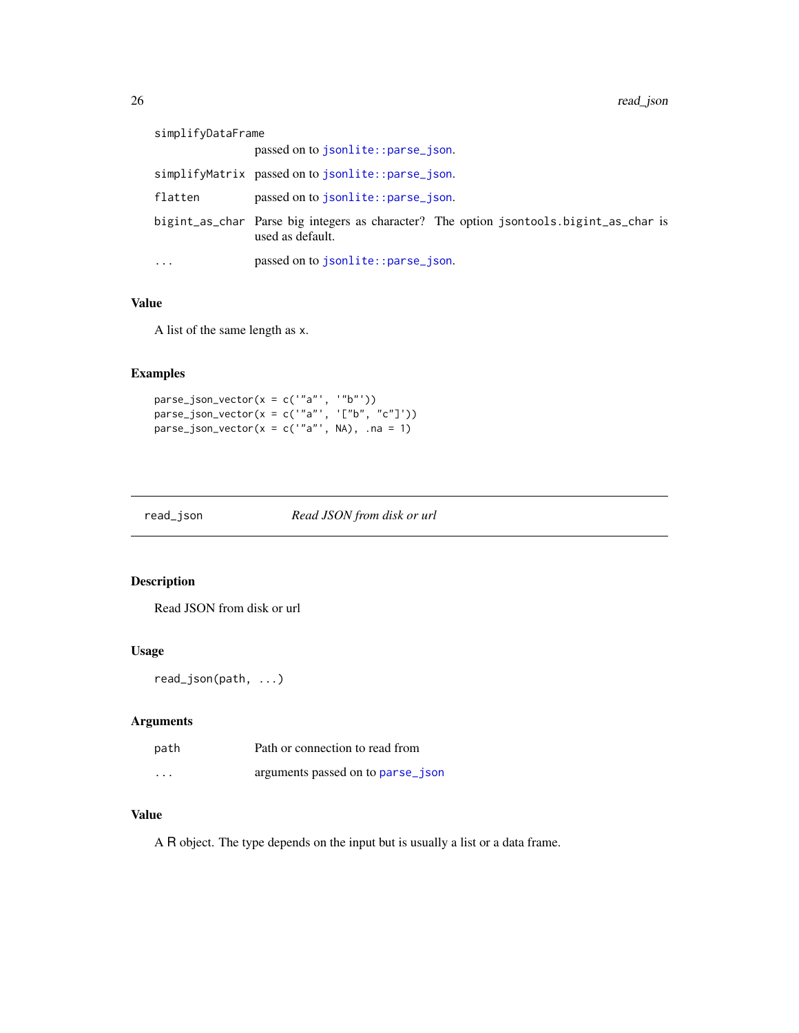| | |
|---|---|
| simplifyDataFrame | passed on to jsonlite::parse_json. |
| simplifyMatrix | passed on to jsonlite::parse_json. |
| flatten | passed on to jsonlite::parse_json. |
| bigint_as_char | Parse big integers as character? The option jsontools.bigint_as_char is used as default. |
| ... | passed on to jsonlite::parse_json. |

## Value

A list of the same length as x.

## Examples

```
parse_json_vector(x = c('"a"', '"b"'))
parse_json_vector(x = c('"a"', '["b", "c"]'))
parse_json_vector(x = c('"a"', NA), .na = 1)
```

---

# read_json *Read JSON from disk or url*

---

## Description

Read JSON from disk or url

## Usage

```
read_json(path, ...)
```

## Arguments

| | |
|---|---|
| path | Path or connection to read from |
| ... | arguments passed on to parse_json |

## Value

A R object. The type depends on the input but is usually a list or a data frame.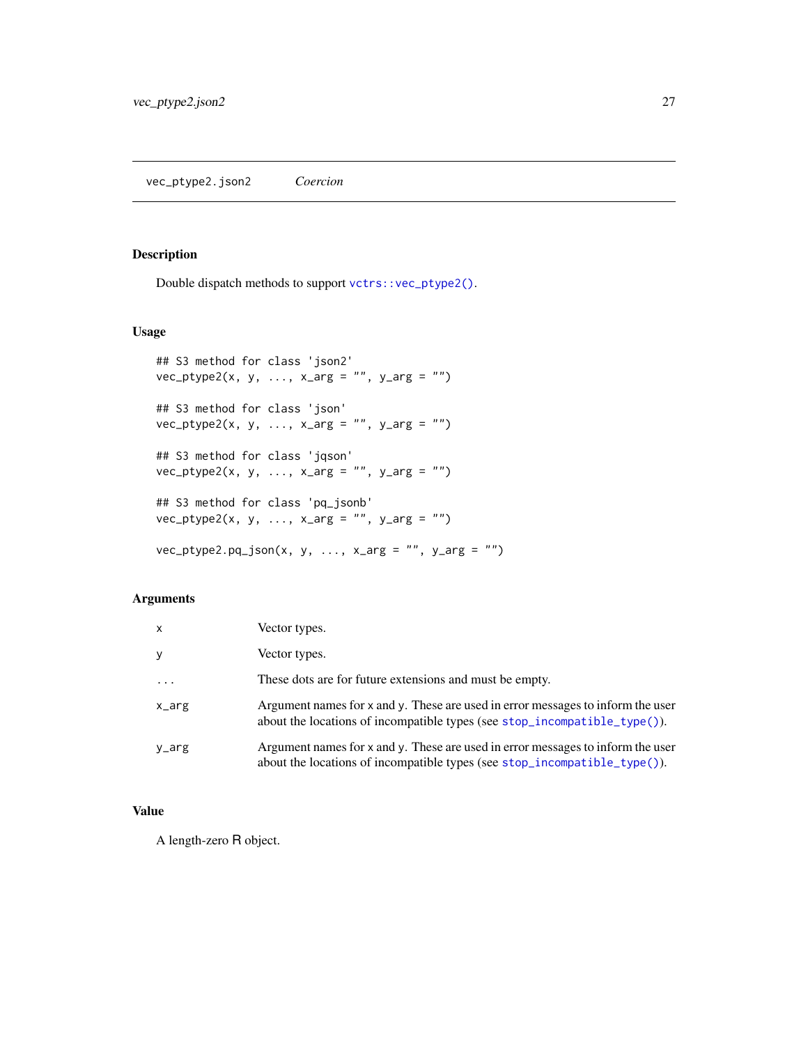## vec_ptype2.json2 — *Coercion*

### Description

Double dispatch methods to support `vctrs::vec_ptype2()`.

### Usage

```
## S3 method for class 'json2'
vec_ptype2(x, y, ..., x_arg = "", y_arg = "")

## S3 method for class 'json'
vec_ptype2(x, y, ..., x_arg = "", y_arg = "")

## S3 method for class 'jqson'
vec_ptype2(x, y, ..., x_arg = "", y_arg = "")

## S3 method for class 'pq_jsonb'
vec_ptype2(x, y, ..., x_arg = "", y_arg = "")

vec_ptype2.pq_json(x, y, ..., x_arg = "", y_arg = "")
```

### Arguments

| | |
|---|---|
| `x` | Vector types. |
| `y` | Vector types. |
| `...` | These dots are for future extensions and must be empty. |
| `x_arg` | Argument names for x and y. These are used in error messages to inform the user about the locations of incompatible types (see `stop_incompatible_type()`). |
| `y_arg` | Argument names for x and y. These are used in error messages to inform the user about the locations of incompatible types (see `stop_incompatible_type()`). |

### Value

A length-zero R object.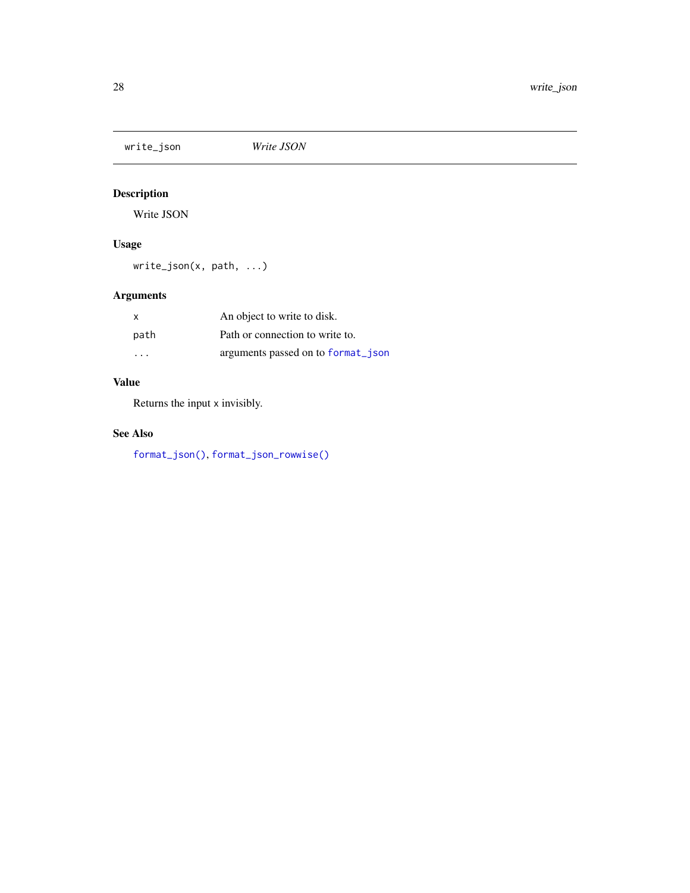## write_json — *Write JSON*

### Description

Write JSON

### Usage

```
write_json(x, path, ...)
```

### Arguments

| | |
|---|---|
| x | An object to write to disk. |
| path | Path or connection to write to. |
| ... | arguments passed on to format_json |

### Value

Returns the input x invisibly.

### See Also

format_json(), format_json_rowwise()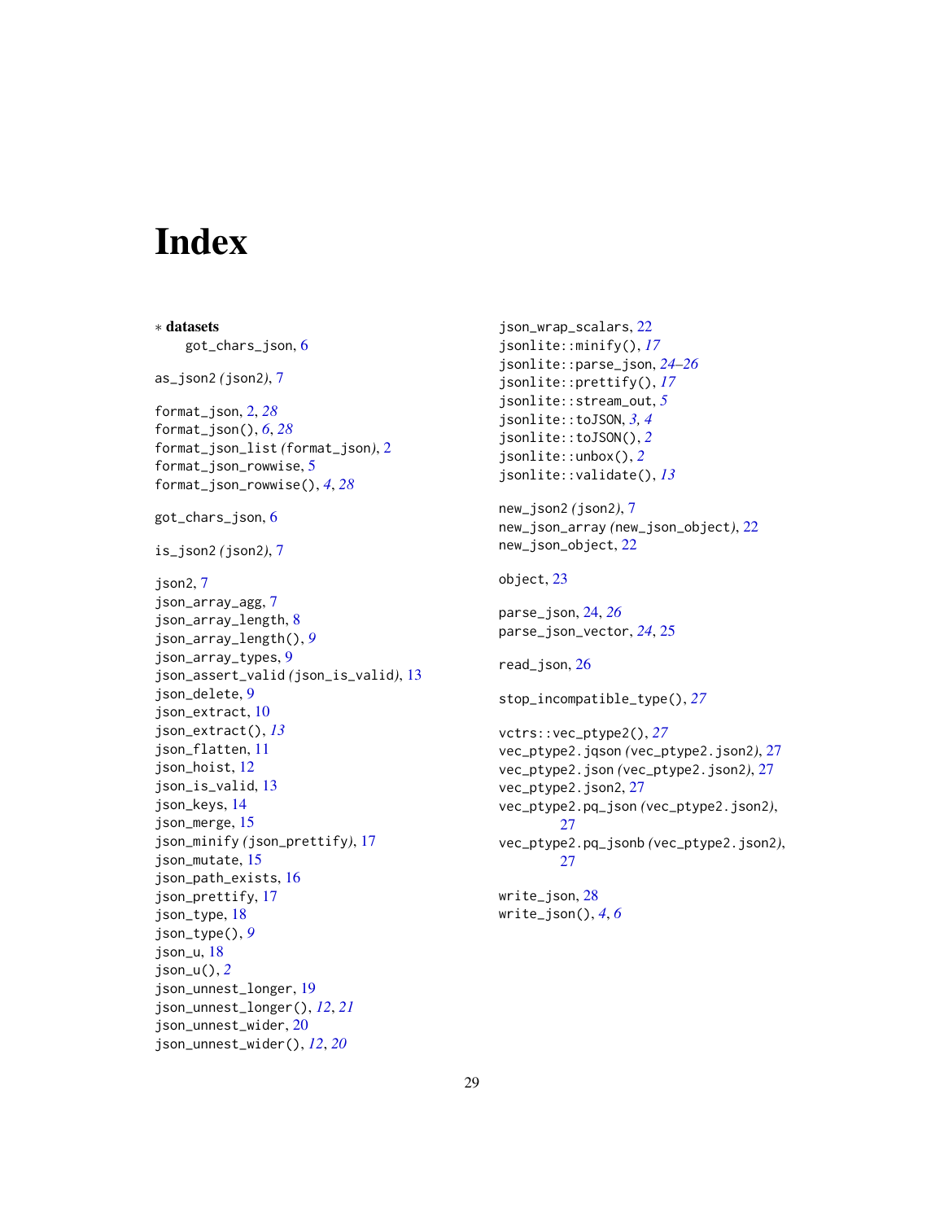# Index

∗ **datasets**
got_chars_json, 6

as_json2 *(json2)*, 7

format_json, 2, *28*
format_json(), *6*, *28*
format_json_list *(format_json)*, 2
format_json_rowwise, 5
format_json_rowwise(), *4*, *28*

got_chars_json, 6

is_json2 *(json2)*, 7

json2, 7
json_array_agg, 7
json_array_length, 8
json_array_length(), *9*
json_array_types, 9
json_assert_valid *(json_is_valid)*, 13
json_delete, 9
json_extract, 10
json_extract(), *13*
json_flatten, 11
json_hoist, 12
json_is_valid, 13
json_keys, 14
json_merge, 15
json_minify *(json_prettify)*, 17
json_mutate, 15
json_path_exists, 16
json_prettify, 17
json_type, 18
json_type(), *9*
json_u, 18
json_u(), *2*
json_unnest_longer, 19
json_unnest_longer(), *12*, *21*
json_unnest_wider, 20
json_unnest_wider(), *12*, *20*
json_wrap_scalars, 22
jsonlite::minify(), *17*
jsonlite::parse_json, *24–26*
jsonlite::prettify(), *17*
jsonlite::stream_out, *5*
jsonlite::toJSON, *3*, *4*
jsonlite::toJSON(), *2*
jsonlite::unbox(), *2*
jsonlite::validate(), *13*

new_json2 *(json2)*, 7
new_json_array *(new_json_object)*, 22
new_json_object, 22

object, 23

parse_json, 24, *26*
parse_json_vector, *24*, 25

read_json, 26

stop_incompatible_type(), *27*

vctrs::vec_ptype2(), *27*
vec_ptype2.jqson *(vec_ptype2.json2)*, 27
vec_ptype2.json *(vec_ptype2.json2)*, 27
vec_ptype2.json2, 27
vec_ptype2.pq_json *(vec_ptype2.json2)*, 27
vec_ptype2.pq_jsonb *(vec_ptype2.json2)*, 27

write_json, 28
write_json(), *4*, *6*